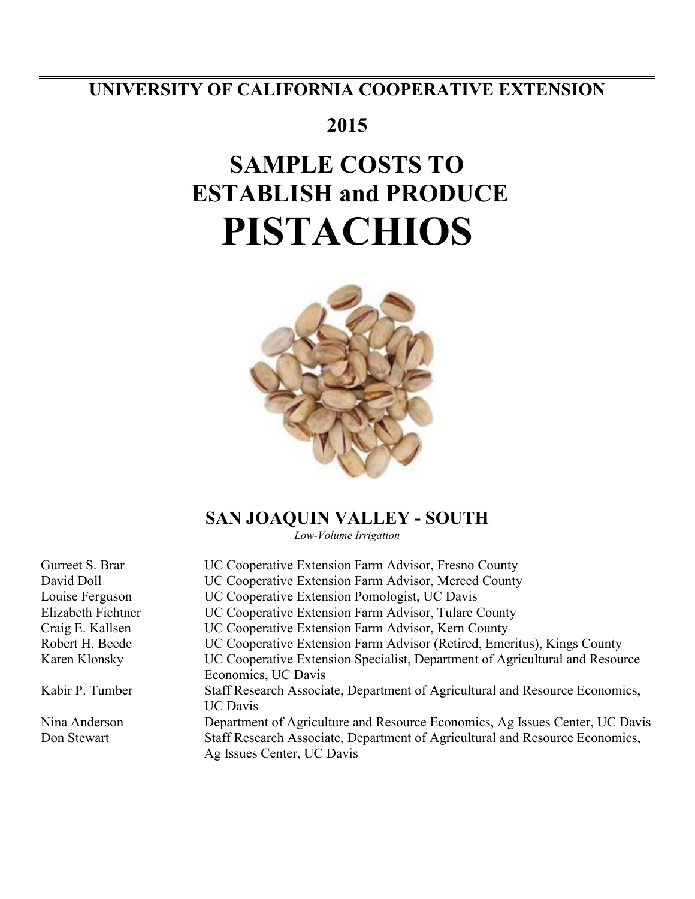**UNIVERSITY OF CALIFORNIA COOPERATIVE EXTENSION**

**2015**

# SAMPLE COSTS TO ESTABLISH and PRODUCE

# PISTACHIOS

## SAN JOAQUIN VALLEY - SOUTH

*Low-Volume Irrigation*

| | |
|---|---|
| Gurreet S. Brar | UC Cooperative Extension Farm Advisor, Fresno County |
| David Doll | UC Cooperative Extension Farm Advisor, Merced County |
| Louise Ferguson | UC Cooperative Extension Pomologist, UC Davis |
| Elizabeth Fichtner | UC Cooperative Extension Farm Advisor, Tulare County |
| Craig E. Kallsen | UC Cooperative Extension Farm Advisor, Kern County |
| Robert H. Beede | UC Cooperative Extension Farm Advisor (Retired, Emeritus), Kings County |
| Karen Klonsky | UC Cooperative Extension Specialist, Department of Agricultural and Resource Economics, UC Davis |
| Kabir P. Tumber | Staff Research Associate, Department of Agricultural and Resource Economics, UC Davis |
| Nina Anderson | Department of Agriculture and Resource Economics, Ag Issues Center, UC Davis |
| Don Stewart | Staff Research Associate, Department of Agricultural and Resource Economics, Ag Issues Center, UC Davis |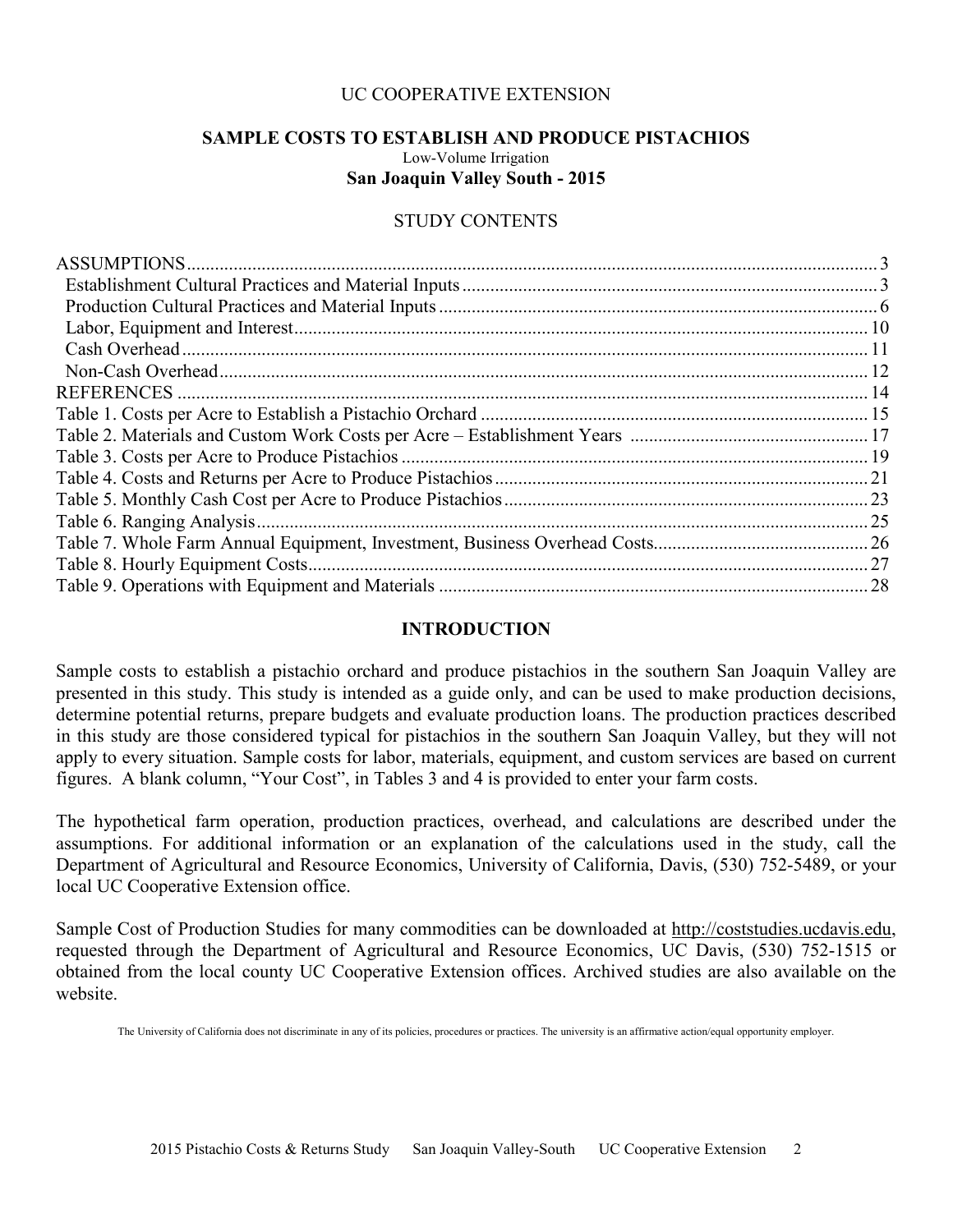UC COOPERATIVE EXTENSION

# SAMPLE COSTS TO ESTABLISH AND PRODUCE PISTACHIOS

Low-Volume Irrigation

**San Joaquin Valley South - 2015**

STUDY CONTENTS

| | |
|---|---|
| ASSUMPTIONS | 3 |
| Establishment Cultural Practices and Material Inputs | 3 |
| Production Cultural Practices and Material Inputs | 6 |
| Labor, Equipment and Interest | 10 |
| Cash Overhead | 11 |
| Non-Cash Overhead | 12 |
| REFERENCES | 14 |
| Table 1. Costs per Acre to Establish a Pistachio Orchard | 15 |
| Table 2. Materials and Custom Work Costs per Acre – Establishment Years | 17 |
| Table 3. Costs per Acre to Produce Pistachios | 19 |
| Table 4. Costs and Returns per Acre to Produce Pistachios | 21 |
| Table 5. Monthly Cash Cost per Acre to Produce Pistachios | 23 |
| Table 6. Ranging Analysis | 25 |
| Table 7. Whole Farm Annual Equipment, Investment, Business Overhead Costs | 26 |
| Table 8. Hourly Equipment Costs | 27 |
| Table 9. Operations with Equipment and Materials | 28 |

## INTRODUCTION

Sample costs to establish a pistachio orchard and produce pistachios in the southern San Joaquin Valley are presented in this study. This study is intended as a guide only, and can be used to make production decisions, determine potential returns, prepare budgets and evaluate production loans. The production practices described in this study are those considered typical for pistachios in the southern San Joaquin Valley, but they will not apply to every situation. Sample costs for labor, materials, equipment, and custom services are based on current figures. A blank column, "Your Cost", in Tables 3 and 4 is provided to enter your farm costs.

The hypothetical farm operation, production practices, overhead, and calculations are described under the assumptions. For additional information or an explanation of the calculations used in the study, call the Department of Agricultural and Resource Economics, University of California, Davis, (530) 752-5489, or your local UC Cooperative Extension office.

Sample Cost of Production Studies for many commodities can be downloaded at http://coststudies.ucdavis.edu, requested through the Department of Agricultural and Resource Economics, UC Davis, (530) 752-1515 or obtained from the local county UC Cooperative Extension offices. Archived studies are also available on the website.

The University of California does not discriminate in any of its policies, procedures or practices. The university is an affirmative action/equal opportunity employer.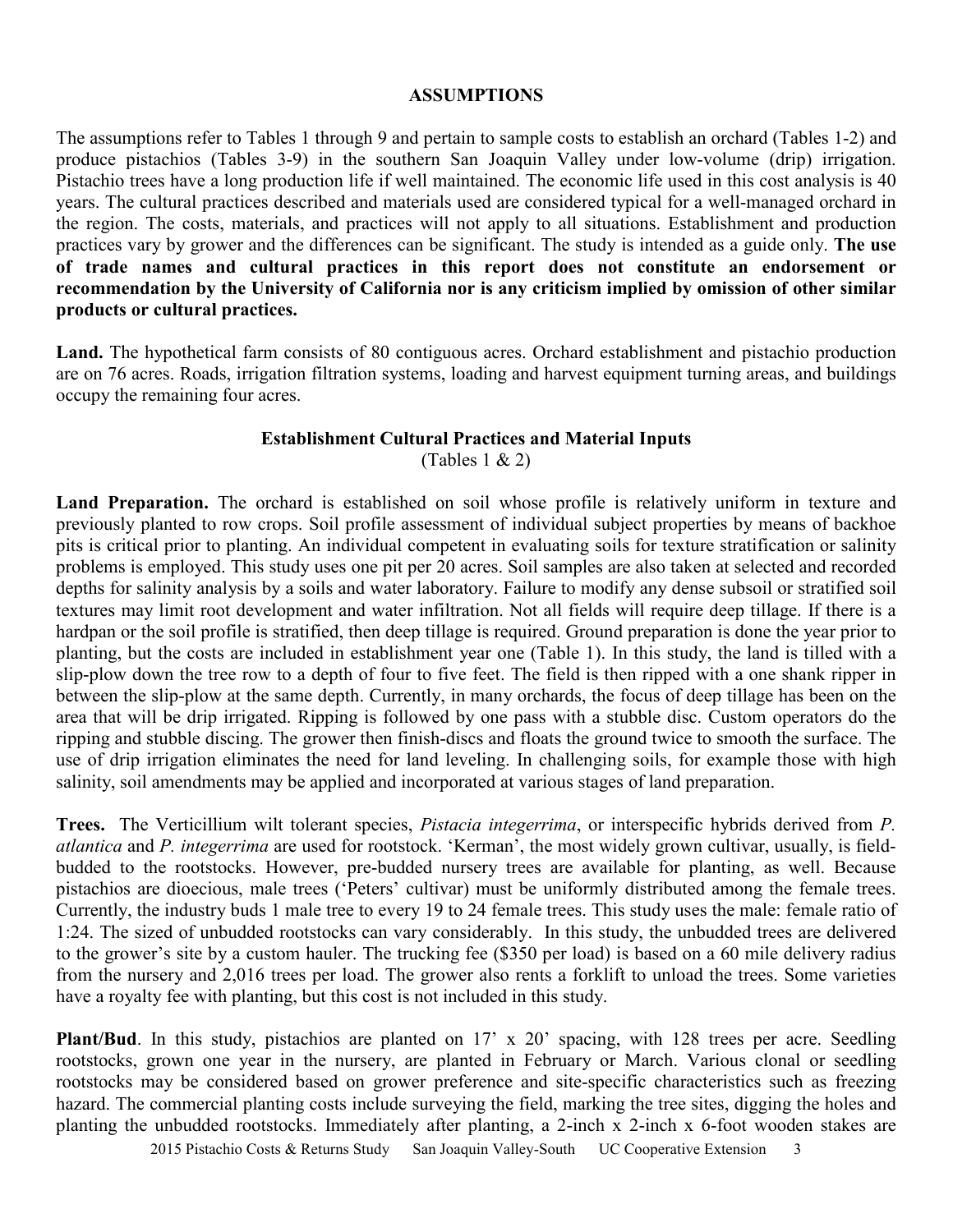## ASSUMPTIONS

The assumptions refer to Tables 1 through 9 and pertain to sample costs to establish an orchard (Tables 1-2) and produce pistachios (Tables 3-9) in the southern San Joaquin Valley under low-volume (drip) irrigation. Pistachio trees have a long production life if well maintained. The economic life used in this cost analysis is 40 years. The cultural practices described and materials used are considered typical for a well-managed orchard in the region. The costs, materials, and practices will not apply to all situations. Establishment and production practices vary by grower and the differences can be significant. The study is intended as a guide only. **The use of trade names and cultural practices in this report does not constitute an endorsement or recommendation by the University of California nor is any criticism implied by omission of other similar products or cultural practices.**

**Land.** The hypothetical farm consists of 80 contiguous acres. Orchard establishment and pistachio production are on 76 acres. Roads, irrigation filtration systems, loading and harvest equipment turning areas, and buildings occupy the remaining four acres.

### Establishment Cultural Practices and Material Inputs

(Tables 1 & 2)

**Land Preparation.** The orchard is established on soil whose profile is relatively uniform in texture and previously planted to row crops. Soil profile assessment of individual subject properties by means of backhoe pits is critical prior to planting. An individual competent in evaluating soils for texture stratification or salinity problems is employed. This study uses one pit per 20 acres. Soil samples are also taken at selected and recorded depths for salinity analysis by a soils and water laboratory. Failure to modify any dense subsoil or stratified soil textures may limit root development and water infiltration. Not all fields will require deep tillage. If there is a hardpan or the soil profile is stratified, then deep tillage is required. Ground preparation is done the year prior to planting, but the costs are included in establishment year one (Table 1). In this study, the land is tilled with a slip-plow down the tree row to a depth of four to five feet. The field is then ripped with a one shank ripper in between the slip-plow at the same depth. Currently, in many orchards, the focus of deep tillage has been on the area that will be drip irrigated. Ripping is followed by one pass with a stubble disc. Custom operators do the ripping and stubble discing. The grower then finish-discs and floats the ground twice to smooth the surface. The use of drip irrigation eliminates the need for land leveling. In challenging soils, for example those with high salinity, soil amendments may be applied and incorporated at various stages of land preparation.

**Trees.** The Verticillium wilt tolerant species, *Pistacia integerrima*, or interspecific hybrids derived from *P. atlantica* and *P. integerrima* are used for rootstock. 'Kerman', the most widely grown cultivar, usually, is field-budded to the rootstocks. However, pre-budded nursery trees are available for planting, as well. Because pistachios are dioecious, male trees ('Peters' cultivar) must be uniformly distributed among the female trees. Currently, the industry buds 1 male tree to every 19 to 24 female trees. This study uses the male: female ratio of 1:24. The sized of unbudded rootstocks can vary considerably. In this study, the unbudded trees are delivered to the grower's site by a custom hauler. The trucking fee ($350 per load) is based on a 60 mile delivery radius from the nursery and 2,016 trees per load. The grower also rents a forklift to unload the trees. Some varieties have a royalty fee with planting, but this cost is not included in this study.

**Plant/Bud**. In this study, pistachios are planted on 17' x 20' spacing, with 128 trees per acre. Seedling rootstocks, grown one year in the nursery, are planted in February or March. Various clonal or seedling rootstocks may be considered based on grower preference and site-specific characteristics such as freezing hazard. The commercial planting costs include surveying the field, marking the tree sites, digging the holes and planting the unbudded rootstocks. Immediately after planting, a 2-inch x 2-inch x 6-foot wooden stakes are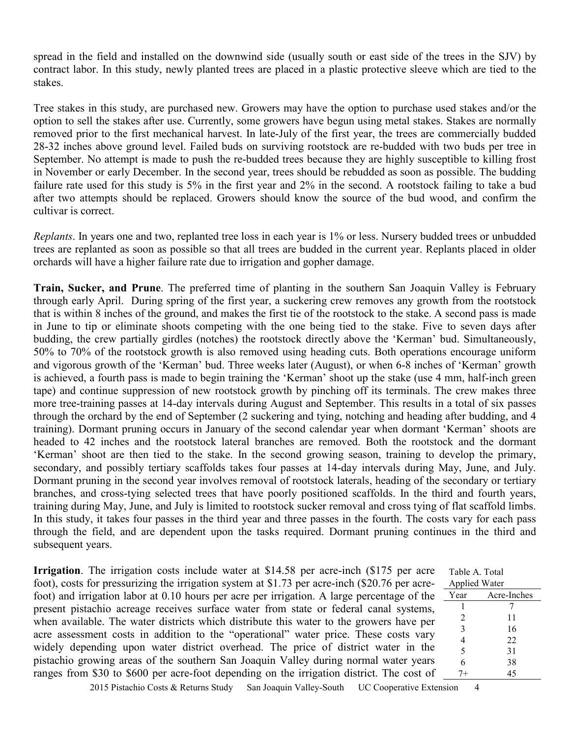spread in the field and installed on the downwind side (usually south or east side of the trees in the SJV) by contract labor. In this study, newly planted trees are placed in a plastic protective sleeve which are tied to the stakes.

Tree stakes in this study, are purchased new. Growers may have the option to purchase used stakes and/or the option to sell the stakes after use. Currently, some growers have begun using metal stakes. Stakes are normally removed prior to the first mechanical harvest. In late-July of the first year, the trees are commercially budded 28-32 inches above ground level. Failed buds on surviving rootstock are re-budded with two buds per tree in September. No attempt is made to push the re-budded trees because they are highly susceptible to killing frost in November or early December. In the second year, trees should be rebudded as soon as possible. The budding failure rate used for this study is 5% in the first year and 2% in the second. A rootstock failing to take a bud after two attempts should be replaced. Growers should know the source of the bud wood, and confirm the cultivar is correct.

*Replants*. In years one and two, replanted tree loss in each year is 1% or less. Nursery budded trees or unbudded trees are replanted as soon as possible so that all trees are budded in the current year. Replants placed in older orchards will have a higher failure rate due to irrigation and gopher damage.

**Train, Sucker, and Prune**. The preferred time of planting in the southern San Joaquin Valley is February through early April. During spring of the first year, a suckering crew removes any growth from the rootstock that is within 8 inches of the ground, and makes the first tie of the rootstock to the stake. A second pass is made in June to tip or eliminate shoots competing with the one being tied to the stake. Five to seven days after budding, the crew partially girdles (notches) the rootstock directly above the 'Kerman' bud. Simultaneously, 50% to 70% of the rootstock growth is also removed using heading cuts. Both operations encourage uniform and vigorous growth of the 'Kerman' bud. Three weeks later (August), or when 6-8 inches of 'Kerman' growth is achieved, a fourth pass is made to begin training the 'Kerman' shoot up the stake (use 4 mm, half-inch green tape) and continue suppression of new rootstock growth by pinching off its terminals. The crew makes three more tree-training passes at 14-day intervals during August and September. This results in a total of six passes through the orchard by the end of September (2 suckering and tying, notching and heading after budding, and 4 training). Dormant pruning occurs in January of the second calendar year when dormant 'Kerman' shoots are headed to 42 inches and the rootstock lateral branches are removed. Both the rootstock and the dormant 'Kerman' shoot are then tied to the stake. In the second growing season, training to develop the primary, secondary, and possibly tertiary scaffolds takes four passes at 14-day intervals during May, June, and July. Dormant pruning in the second year involves removal of rootstock laterals, heading of the secondary or tertiary branches, and cross-tying selected trees that have poorly positioned scaffolds. In the third and fourth years, training during May, June, and July is limited to rootstock sucker removal and cross tying of flat scaffold limbs. In this study, it takes four passes in the third year and three passes in the fourth. The costs vary for each pass through the field, and are dependent upon the tasks required. Dormant pruning continues in the third and subsequent years.

**Irrigation**. The irrigation costs include water at $14.58 per acre-inch ($175 per acre foot), costs for pressurizing the irrigation system at $1.73 per acre-inch ($20.76 per acre-foot) and irrigation labor at 0.10 hours per acre per irrigation. A large percentage of the present pistachio acreage receives surface water from state or federal canal systems, when available. The water districts which distribute this water to the growers have per acre assessment costs in addition to the "operational" water price. These costs vary widely depending upon water district overhead. The price of district water in the pistachio growing areas of the southern San Joaquin Valley during normal water years ranges from $30 to $600 per acre-foot depending on the irrigation district. The cost of

Table A. Total Applied Water

| Year | Acre-Inches |
|---|---|
| 1 | 7 |
| 2 | 11 |
| 3 | 16 |
| 4 | 22 |
| 5 | 31 |
| 6 | 38 |
| 7+ | 45 |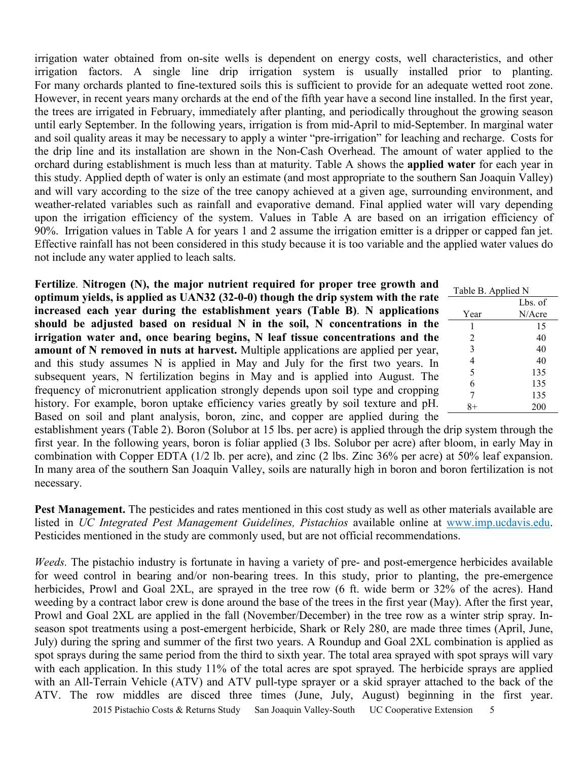irrigation water obtained from on-site wells is dependent on energy costs, well characteristics, and other irrigation factors. A single line drip irrigation system is usually installed prior to planting. For many orchards planted to fine-textured soils this is sufficient to provide for an adequate wetted root zone. However, in recent years many orchards at the end of the fifth year have a second line installed. In the first year, the trees are irrigated in February, immediately after planting, and periodically throughout the growing season until early September. In the following years, irrigation is from mid-April to mid-September. In marginal water and soil quality areas it may be necessary to apply a winter "pre-irrigation" for leaching and recharge. Costs for the drip line and its installation are shown in the Non-Cash Overhead. The amount of water applied to the orchard during establishment is much less than at maturity. Table A shows the **applied water** for each year in this study. Applied depth of water is only an estimate (and most appropriate to the southern San Joaquin Valley) and will vary according to the size of the tree canopy achieved at a given age, surrounding environment, and weather-related variables such as rainfall and evaporative demand. Final applied water will vary depending upon the irrigation efficiency of the system. Values in Table A are based on an irrigation efficiency of 90%. Irrigation values in Table A for years 1 and 2 assume the irrigation emitter is a dripper or capped fan jet. Effective rainfall has not been considered in this study because it is too variable and the applied water values do not include any water applied to leach salts.

**Fertilize**. **Nitrogen (N), the major nutrient required for proper tree growth and optimum yields, is applied as UAN32 (32-0-0) though the drip system with the rate increased each year during the establishment years (Table B)**. **N applications should be adjusted based on residual N in the soil, N concentrations in the irrigation water and, once bearing begins, N leaf tissue concentrations and the amount of N removed in nuts at harvest.** Multiple applications are applied per year, and this study assumes N is applied in May and July for the first two years. In subsequent years, N fertilization begins in May and is applied into August. The frequency of micronutrient application strongly depends upon soil type and cropping history. For example, boron uptake efficiency varies greatly by soil texture and pH. Based on soil and plant analysis, boron, zinc, and copper are applied during the establishment years (Table 2). Boron (Solubor at 15 lbs. per acre) is applied through the drip system through the first year. In the following years, boron is foliar applied (3 lbs. Solubor per acre) after bloom, in early May in combination with Copper EDTA (1/2 lb. per acre), and zinc (2 lbs. Zinc 36% per acre) at 50% leaf expansion. In many area of the southern San Joaquin Valley, soils are naturally high in boron and boron fertilization is not necessary.

Table B. Applied N

| Year | Lbs. of N/Acre |
|---|---|
| 1 | 15 |
| 2 | 40 |
| 3 | 40 |
| 4 | 40 |
| 5 | 135 |
| 6 | 135 |
| 7 | 135 |
| 8+ | 200 |

**Pest Management.** The pesticides and rates mentioned in this cost study as well as other materials available are listed in *UC Integrated Pest Management Guidelines, Pistachios* available online at www.imp.ucdavis.edu. Pesticides mentioned in the study are commonly used, but are not official recommendations.

*Weeds.* The pistachio industry is fortunate in having a variety of pre- and post-emergence herbicides available for weed control in bearing and/or non-bearing trees. In this study, prior to planting, the pre-emergence herbicides, Prowl and Goal 2XL, are sprayed in the tree row (6 ft. wide berm or 32% of the acres). Hand weeding by a contract labor crew is done around the base of the trees in the first year (May). After the first year, Prowl and Goal 2XL are applied in the fall (November/December) in the tree row as a winter strip spray. In-season spot treatments using a post-emergent herbicide, Shark or Rely 280, are made three times (April, June, July) during the spring and summer of the first two years. A Roundup and Goal 2XL combination is applied as spot sprays during the same period from the third to sixth year. The total area sprayed with spot sprays will vary with each application. In this study 11% of the total acres are spot sprayed. The herbicide sprays are applied with an All-Terrain Vehicle (ATV) and ATV pull-type sprayer or a skid sprayer attached to the back of the ATV. The row middles are disced three times (June, July, August) beginning in the first year.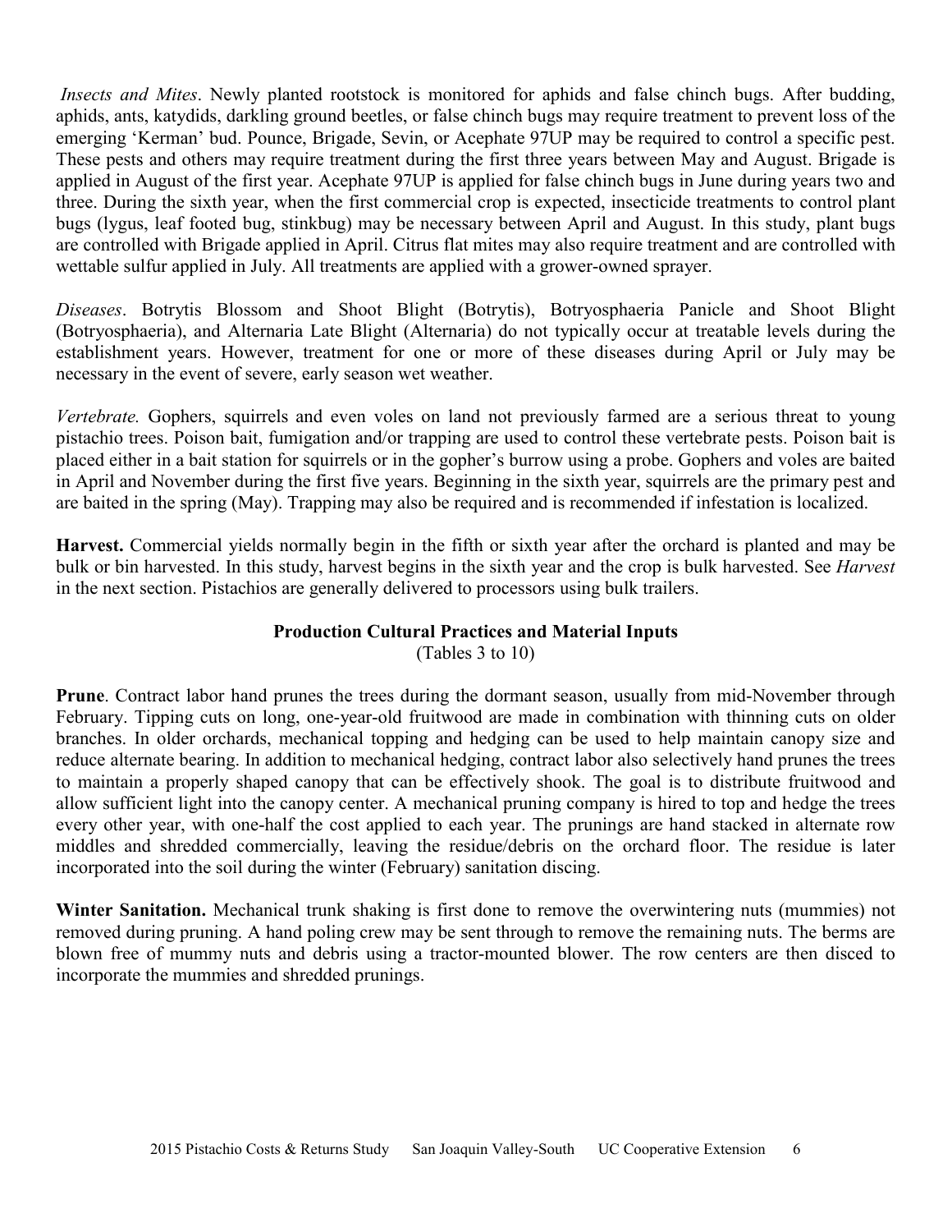*Insects and Mites*. Newly planted rootstock is monitored for aphids and false chinch bugs. After budding, aphids, ants, katydids, darkling ground beetles, or false chinch bugs may require treatment to prevent loss of the emerging 'Kerman' bud. Pounce, Brigade, Sevin, or Acephate 97UP may be required to control a specific pest. These pests and others may require treatment during the first three years between May and August. Brigade is applied in August of the first year. Acephate 97UP is applied for false chinch bugs in June during years two and three. During the sixth year, when the first commercial crop is expected, insecticide treatments to control plant bugs (lygus, leaf footed bug, stinkbug) may be necessary between April and August. In this study, plant bugs are controlled with Brigade applied in April. Citrus flat mites may also require treatment and are controlled with wettable sulfur applied in July. All treatments are applied with a grower-owned sprayer.

*Diseases*. Botrytis Blossom and Shoot Blight (Botrytis), Botryosphaeria Panicle and Shoot Blight (Botryosphaeria), and Alternaria Late Blight (Alternaria) do not typically occur at treatable levels during the establishment years. However, treatment for one or more of these diseases during April or July may be necessary in the event of severe, early season wet weather.

*Vertebrate.* Gophers, squirrels and even voles on land not previously farmed are a serious threat to young pistachio trees. Poison bait, fumigation and/or trapping are used to control these vertebrate pests. Poison bait is placed either in a bait station for squirrels or in the gopher's burrow using a probe. Gophers and voles are baited in April and November during the first five years. Beginning in the sixth year, squirrels are the primary pest and are baited in the spring (May). Trapping may also be required and is recommended if infestation is localized.

**Harvest.** Commercial yields normally begin in the fifth or sixth year after the orchard is planted and may be bulk or bin harvested. In this study, harvest begins in the sixth year and the crop is bulk harvested. See *Harvest* in the next section. Pistachios are generally delivered to processors using bulk trailers.

## Production Cultural Practices and Material Inputs

(Tables 3 to 10)

**Prune**. Contract labor hand prunes the trees during the dormant season, usually from mid-November through February. Tipping cuts on long, one-year-old fruitwood are made in combination with thinning cuts on older branches. In older orchards, mechanical topping and hedging can be used to help maintain canopy size and reduce alternate bearing. In addition to mechanical hedging, contract labor also selectively hand prunes the trees to maintain a properly shaped canopy that can be effectively shook. The goal is to distribute fruitwood and allow sufficient light into the canopy center. A mechanical pruning company is hired to top and hedge the trees every other year, with one-half the cost applied to each year. The prunings are hand stacked in alternate row middles and shredded commercially, leaving the residue/debris on the orchard floor. The residue is later incorporated into the soil during the winter (February) sanitation discing.

**Winter Sanitation.** Mechanical trunk shaking is first done to remove the overwintering nuts (mummies) not removed during pruning. A hand poling crew may be sent through to remove the remaining nuts. The berms are blown free of mummy nuts and debris using a tractor-mounted blower. The row centers are then disced to incorporate the mummies and shredded prunings.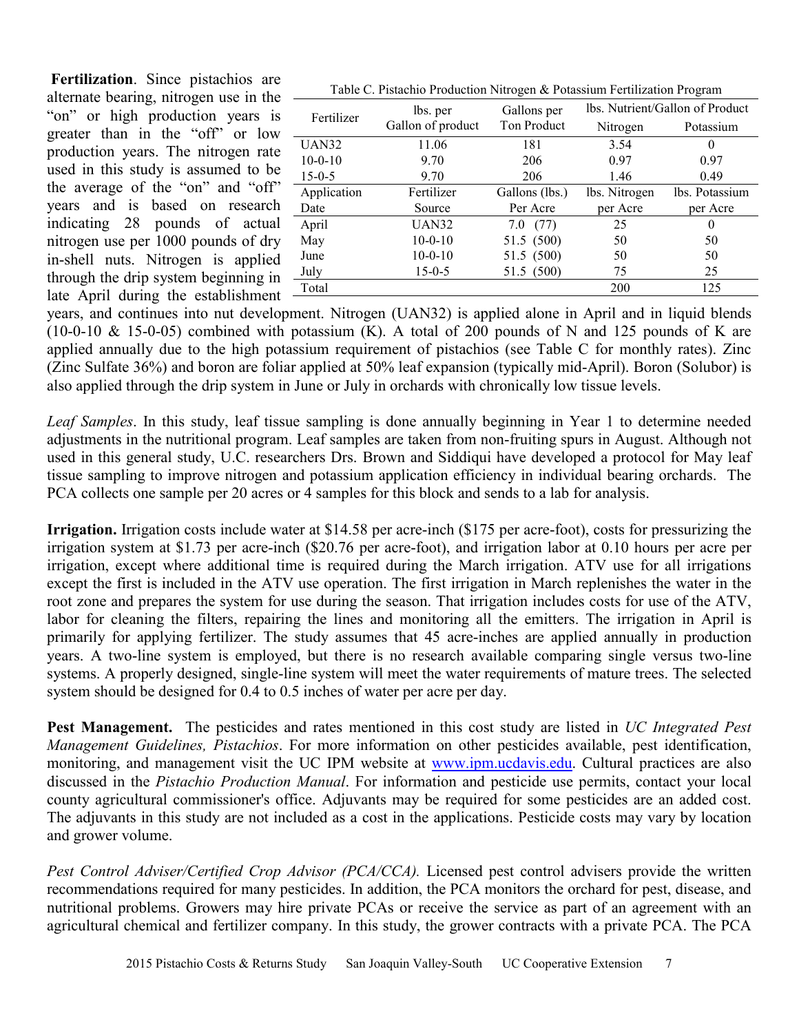**Fertilization**. Since pistachios are alternate bearing, nitrogen use in the "on" or high production years is greater than in the "off" or low production years. The nitrogen rate used in this study is assumed to be the average of the "on" and "off" years and is based on research indicating 28 pounds of actual nitrogen use per 1000 pounds of dry in-shell nuts. Nitrogen is applied through the drip system beginning in late April during the establishment years, and continues into nut development. Nitrogen (UAN32) is applied alone in April and in liquid blends (10-0-10 & 15-0-05) combined with potassium (K). A total of 200 pounds of N and 125 pounds of K are applied annually due to the high potassium requirement of pistachios (see Table C for monthly rates). Zinc (Zinc Sulfate 36%) and boron are foliar applied at 50% leaf expansion (typically mid-April). Boron (Solubor) is also applied through the drip system in June or July in orchards with chronically low tissue levels.

Table C. Pistachio Production Nitrogen & Potassium Fertilization Program

| Fertilizer | lbs. per Gallon of product | Gallons per Ton Product | lbs. Nutrient/Gallon of Product | |
|---|---|---|---|---|
| | | | Nitrogen | Potassium |
| UAN32 | 11.06 | 181 | 3.54 | 0 |
| 10-0-10 | 9.70 | 206 | 0.97 | 0.97 |
| 15-0-5 | 9.70 | 206 | 1.46 | 0.49 |
| **Application Date** | **Fertilizer Source** | **Gallons (lbs.) Per Acre** | **lbs. Nitrogen per Acre** | **lbs. Potassium per Acre** |
| April | UAN32 | 7.0 (77) | 25 | 0 |
| May | 10-0-10 | 51.5 (500) | 50 | 50 |
| June | 10-0-10 | 51.5 (500) | 50 | 50 |
| July | 15-0-5 | 51.5 (500) | 75 | 25 |
| Total | | | 200 | 125 |

*Leaf Samples*. In this study, leaf tissue sampling is done annually beginning in Year 1 to determine needed adjustments in the nutritional program. Leaf samples are taken from non-fruiting spurs in August. Although not used in this general study, U.C. researchers Drs. Brown and Siddiqui have developed a protocol for May leaf tissue sampling to improve nitrogen and potassium application efficiency in individual bearing orchards. The PCA collects one sample per 20 acres or 4 samples for this block and sends to a lab for analysis.

**Irrigation.** Irrigation costs include water at $14.58 per acre-inch ($175 per acre-foot), costs for pressurizing the irrigation system at $1.73 per acre-inch ($20.76 per acre-foot), and irrigation labor at 0.10 hours per acre per irrigation, except where additional time is required during the March irrigation. ATV use for all irrigations except the first is included in the ATV use operation. The first irrigation in March replenishes the water in the root zone and prepares the system for use during the season. That irrigation includes costs for use of the ATV, labor for cleaning the filters, repairing the lines and monitoring all the emitters. The irrigation in April is primarily for applying fertilizer. The study assumes that 45 acre-inches are applied annually in production years. A two-line system is employed, but there is no research available comparing single versus two-line systems. A properly designed, single-line system will meet the water requirements of mature trees. The selected system should be designed for 0.4 to 0.5 inches of water per acre per day.

**Pest Management.** The pesticides and rates mentioned in this cost study are listed in *UC Integrated Pest Management Guidelines, Pistachios*. For more information on other pesticides available, pest identification, monitoring, and management visit the UC IPM website at www.ipm.ucdavis.edu. Cultural practices are also discussed in the *Pistachio Production Manual*. For information and pesticide use permits, contact your local county agricultural commissioner's office. Adjuvants may be required for some pesticides are an added cost. The adjuvants in this study are not included as a cost in the applications. Pesticide costs may vary by location and grower volume.

*Pest Control Adviser/Certified Crop Advisor (PCA/CCA).* Licensed pest control advisers provide the written recommendations required for many pesticides. In addition, the PCA monitors the orchard for pest, disease, and nutritional problems. Growers may hire private PCAs or receive the service as part of an agreement with an agricultural chemical and fertilizer company. In this study, the grower contracts with a private PCA. The PCA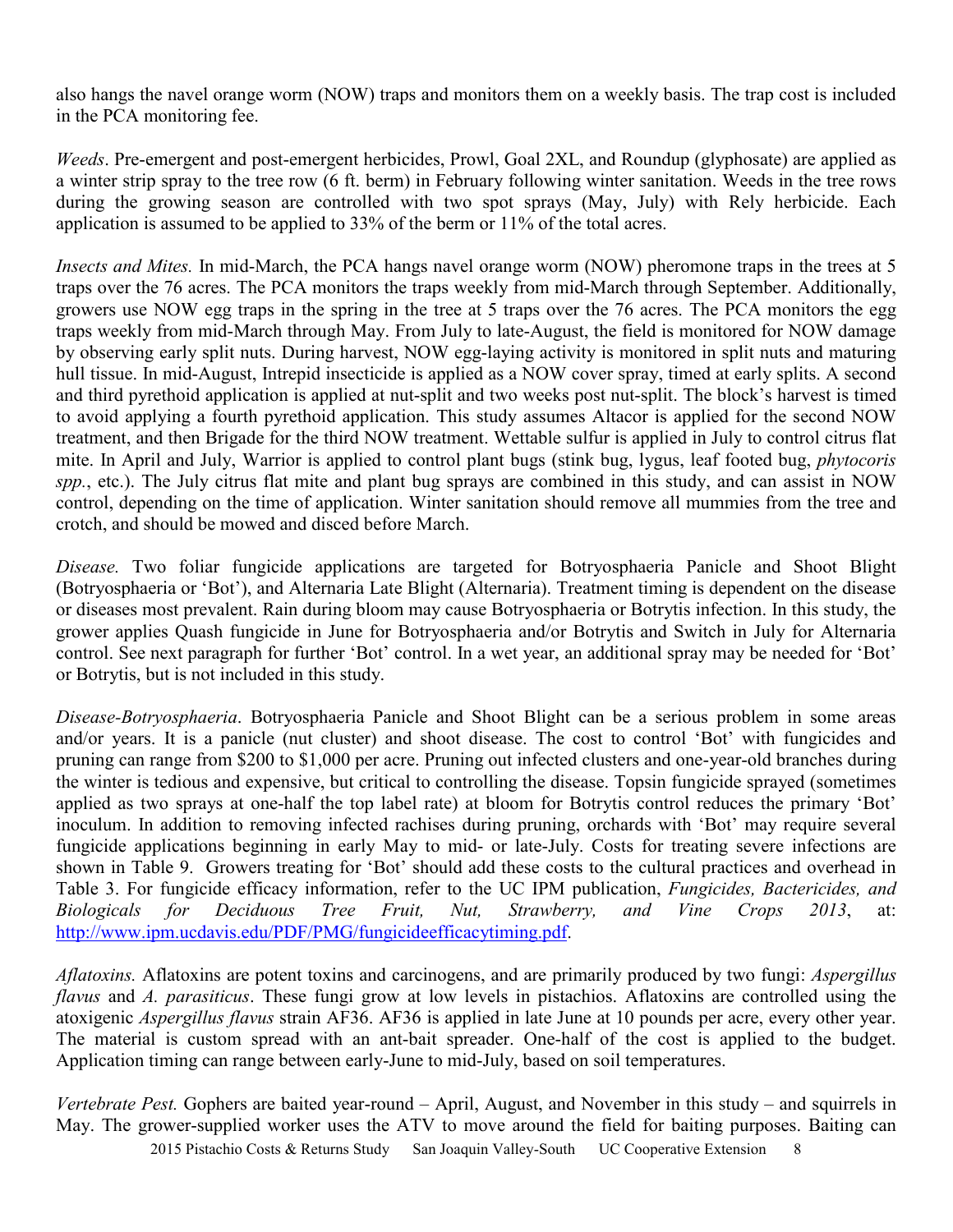also hangs the navel orange worm (NOW) traps and monitors them on a weekly basis. The trap cost is included in the PCA monitoring fee.

*Weeds*. Pre-emergent and post-emergent herbicides, Prowl, Goal 2XL, and Roundup (glyphosate) are applied as a winter strip spray to the tree row (6 ft. berm) in February following winter sanitation. Weeds in the tree rows during the growing season are controlled with two spot sprays (May, July) with Rely herbicide. Each application is assumed to be applied to 33% of the berm or 11% of the total acres.

*Insects and Mites.* In mid-March, the PCA hangs navel orange worm (NOW) pheromone traps in the trees at 5 traps over the 76 acres. The PCA monitors the traps weekly from mid-March through September. Additionally, growers use NOW egg traps in the spring in the tree at 5 traps over the 76 acres. The PCA monitors the egg traps weekly from mid-March through May. From July to late-August, the field is monitored for NOW damage by observing early split nuts. During harvest, NOW egg-laying activity is monitored in split nuts and maturing hull tissue. In mid-August, Intrepid insecticide is applied as a NOW cover spray, timed at early splits. A second and third pyrethoid application is applied at nut-split and two weeks post nut-split. The block's harvest is timed to avoid applying a fourth pyrethoid application. This study assumes Altacor is applied for the second NOW treatment, and then Brigade for the third NOW treatment. Wettable sulfur is applied in July to control citrus flat mite. In April and July, Warrior is applied to control plant bugs (stink bug, lygus, leaf footed bug, *phytocoris spp.*, etc.). The July citrus flat mite and plant bug sprays are combined in this study, and can assist in NOW control, depending on the time of application. Winter sanitation should remove all mummies from the tree and crotch, and should be mowed and disced before March.

*Disease.* Two foliar fungicide applications are targeted for Botryosphaeria Panicle and Shoot Blight (Botryosphaeria or 'Bot'), and Alternaria Late Blight (Alternaria). Treatment timing is dependent on the disease or diseases most prevalent. Rain during bloom may cause Botryosphaeria or Botrytis infection. In this study, the grower applies Quash fungicide in June for Botryosphaeria and/or Botrytis and Switch in July for Alternaria control. See next paragraph for further 'Bot' control. In a wet year, an additional spray may be needed for 'Bot' or Botrytis, but is not included in this study.

*Disease-Botryosphaeria*. Botryosphaeria Panicle and Shoot Blight can be a serious problem in some areas and/or years. It is a panicle (nut cluster) and shoot disease. The cost to control 'Bot' with fungicides and pruning can range from $200 to $1,000 per acre. Pruning out infected clusters and one-year-old branches during the winter is tedious and expensive, but critical to controlling the disease. Topsin fungicide sprayed (sometimes applied as two sprays at one-half the top label rate) at bloom for Botrytis control reduces the primary 'Bot' inoculum. In addition to removing infected rachises during pruning, orchards with 'Bot' may require several fungicide applications beginning in early May to mid- or late-July. Costs for treating severe infections are shown in Table 9. Growers treating for 'Bot' should add these costs to the cultural practices and overhead in Table 3. For fungicide efficacy information, refer to the UC IPM publication, *Fungicides, Bactericides, and Biologicals for Deciduous Tree Fruit, Nut, Strawberry, and Vine Crops 2013*, at: http://www.ipm.ucdavis.edu/PDF/PMG/fungicideefficacytiming.pdf.

*Aflatoxins.* Aflatoxins are potent toxins and carcinogens, and are primarily produced by two fungi: *Aspergillus flavus* and *A. parasiticus*. These fungi grow at low levels in pistachios. Aflatoxins are controlled using the atoxigenic *Aspergillus flavus* strain AF36. AF36 is applied in late June at 10 pounds per acre, every other year. The material is custom spread with an ant-bait spreader. One-half of the cost is applied to the budget. Application timing can range between early-June to mid-July, based on soil temperatures.

*Vertebrate Pest.* Gophers are baited year-round – April, August, and November in this study – and squirrels in May. The grower-supplied worker uses the ATV to move around the field for baiting purposes. Baiting can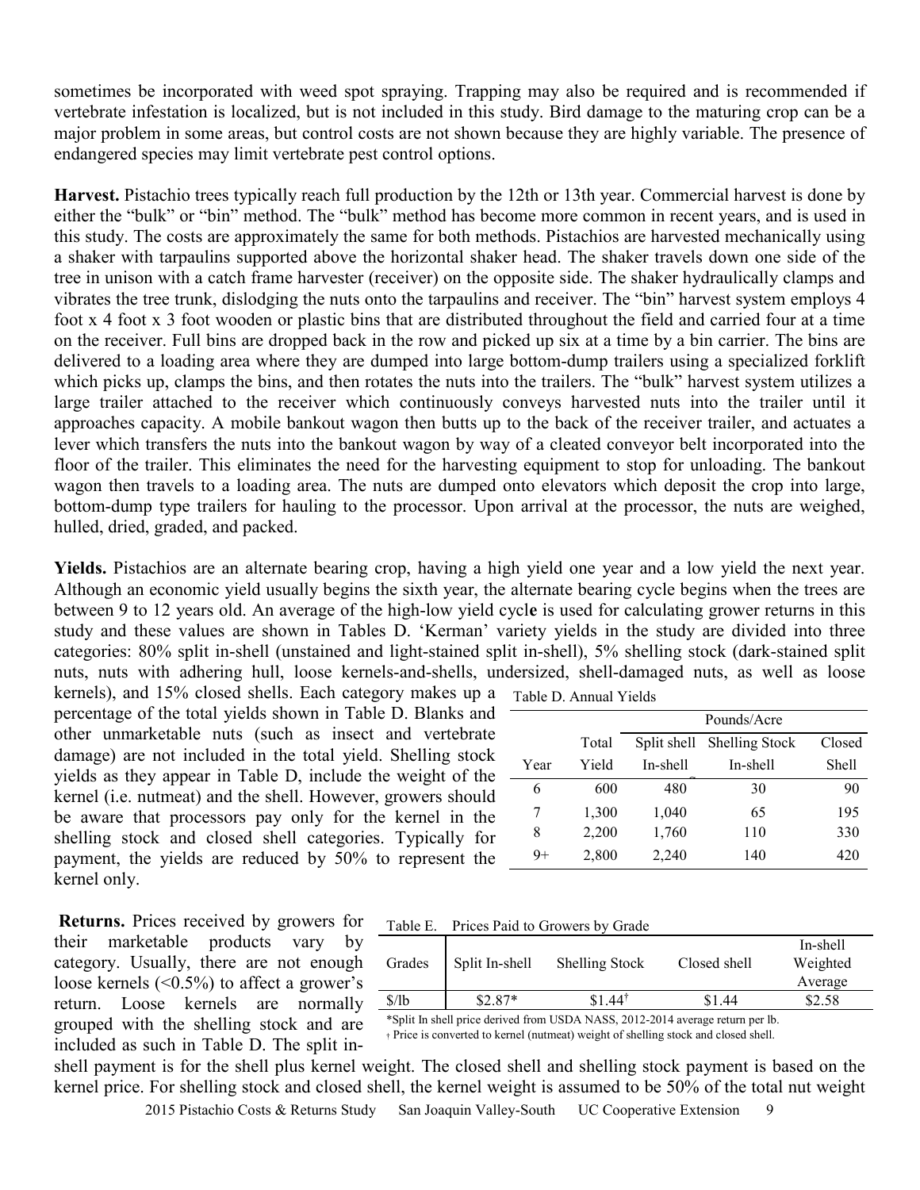sometimes be incorporated with weed spot spraying. Trapping may also be required and is recommended if vertebrate infestation is localized, but is not included in this study. Bird damage to the maturing crop can be a major problem in some areas, but control costs are not shown because they are highly variable. The presence of endangered species may limit vertebrate pest control options.

**Harvest.** Pistachio trees typically reach full production by the 12th or 13th year. Commercial harvest is done by either the "bulk" or "bin" method. The "bulk" method has become more common in recent years, and is used in this study. The costs are approximately the same for both methods. Pistachios are harvested mechanically using a shaker with tarpaulins supported above the horizontal shaker head. The shaker travels down one side of the tree in unison with a catch frame harvester (receiver) on the opposite side. The shaker hydraulically clamps and vibrates the tree trunk, dislodging the nuts onto the tarpaulins and receiver. The "bin" harvest system employs 4 foot x 4 foot x 3 foot wooden or plastic bins that are distributed throughout the field and carried four at a time on the receiver. Full bins are dropped back in the row and picked up six at a time by a bin carrier. The bins are delivered to a loading area where they are dumped into large bottom-dump trailers using a specialized forklift which picks up, clamps the bins, and then rotates the nuts into the trailers. The "bulk" harvest system utilizes a large trailer attached to the receiver which continuously conveys harvested nuts into the trailer until it approaches capacity. A mobile bankout wagon then butts up to the back of the receiver trailer, and actuates a lever which transfers the nuts into the bankout wagon by way of a cleated conveyor belt incorporated into the floor of the trailer. This eliminates the need for the harvesting equipment to stop for unloading. The bankout wagon then travels to a loading area. The nuts are dumped onto elevators which deposit the crop into large, bottom-dump type trailers for hauling to the processor. Upon arrival at the processor, the nuts are weighed, hulled, dried, graded, and packed.

**Yields.** Pistachios are an alternate bearing crop, having a high yield one year and a low yield the next year. Although an economic yield usually begins the sixth year, the alternate bearing cycle begins when the trees are between 9 to 12 years old. An average of the high-low yield cycle is used for calculating grower returns in this study and these values are shown in Tables D. 'Kerman' variety yields in the study are divided into three categories: 80% split in-shell (unstained and light-stained split in-shell), 5% shelling stock (dark-stained split nuts, nuts with adhering hull, loose kernels-and-shells, undersized, shell-damaged nuts, as well as loose kernels), and 15% closed shells. Each category makes up a percentage of the total yields shown in Table D. Blanks and other unmarketable nuts (such as insect and vertebrate damage) are not included in the total yield. Shelling stock yields as they appear in Table D, include the weight of the kernel (i.e. nutmeat) and the shell. However, growers should be aware that processors pay only for the kernel in the shelling stock and closed shell categories. Typically for payment, the yields are reduced by 50% to represent the kernel only.

Table D. Annual Yields

| | | Pounds/Acre | | |
|---|---|---|---|---|
| Year | Total Yield | Split shell In-shell | Shelling Stock In-shell | Closed Shell |
| 6 | 600 | 480 | 30 | 90 |
| 7 | 1,300 | 1,040 | 65 | 195 |
| 8 | 2,200 | 1,760 | 110 | 330 |
| 9+ | 2,800 | 2,240 | 140 | 420 |

**Returns.** Prices received by growers for their marketable products vary by category. Usually, there are not enough loose kernels (<0.5%) to affect a grower's return. Loose kernels are normally grouped with the shelling stock and are included as such in Table D. The split in-shell payment is for the shell plus kernel weight. The closed shell and shelling stock payment is based on the kernel price. For shelling stock and closed shell, the kernel weight is assumed to be 50% of the total nut weight

Table E. Prices Paid to Growers by Grade

| Grades | Split In-shell | Shelling Stock | Closed shell | In-shell Weighted Average |
|---|---|---|---|---|
| $/lb | $2.87* | $1.44† | $1.44 | $2.58 |

*Split In shell price derived from USDA NASS, 2012-2014 average return per lb.
† Price is converted to kernel (nutmeat) weight of shelling stock and closed shell.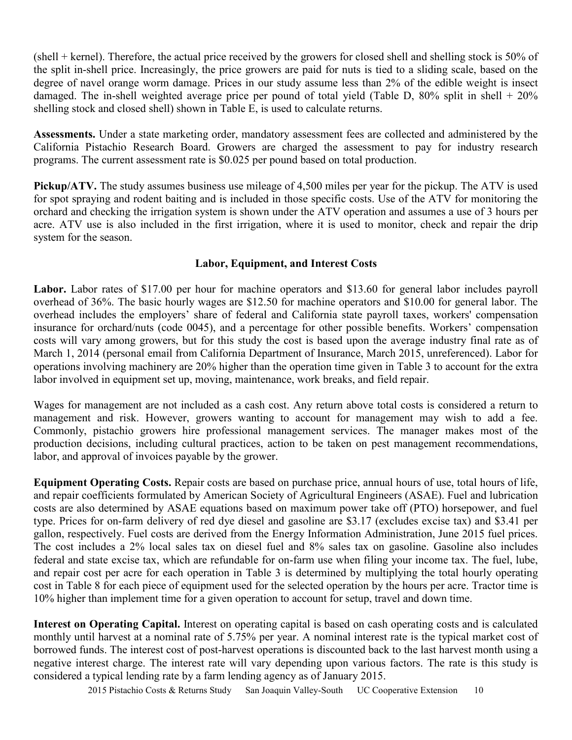(shell + kernel). Therefore, the actual price received by the growers for closed shell and shelling stock is 50% of the split in-shell price. Increasingly, the price growers are paid for nuts is tied to a sliding scale, based on the degree of navel orange worm damage. Prices in our study assume less than 2% of the edible weight is insect damaged. The in-shell weighted average price per pound of total yield (Table D, 80% split in shell + 20% shelling stock and closed shell) shown in Table E, is used to calculate returns.

**Assessments.** Under a state marketing order, mandatory assessment fees are collected and administered by the California Pistachio Research Board. Growers are charged the assessment to pay for industry research programs. The current assessment rate is $0.025 per pound based on total production.

**Pickup/ATV.** The study assumes business use mileage of 4,500 miles per year for the pickup. The ATV is used for spot spraying and rodent baiting and is included in those specific costs. Use of the ATV for monitoring the orchard and checking the irrigation system is shown under the ATV operation and assumes a use of 3 hours per acre. ATV use is also included in the first irrigation, where it is used to monitor, check and repair the drip system for the season.

## Labor, Equipment, and Interest Costs

**Labor.** Labor rates of $17.00 per hour for machine operators and $13.60 for general labor includes payroll overhead of 36%. The basic hourly wages are $12.50 for machine operators and $10.00 for general labor. The overhead includes the employers' share of federal and California state payroll taxes, workers' compensation insurance for orchard/nuts (code 0045), and a percentage for other possible benefits. Workers' compensation costs will vary among growers, but for this study the cost is based upon the average industry final rate as of March 1, 2014 (personal email from California Department of Insurance, March 2015, unreferenced). Labor for operations involving machinery are 20% higher than the operation time given in Table 3 to account for the extra labor involved in equipment set up, moving, maintenance, work breaks, and field repair.

Wages for management are not included as a cash cost. Any return above total costs is considered a return to management and risk. However, growers wanting to account for management may wish to add a fee. Commonly, pistachio growers hire professional management services. The manager makes most of the production decisions, including cultural practices, action to be taken on pest management recommendations, labor, and approval of invoices payable by the grower.

**Equipment Operating Costs.** Repair costs are based on purchase price, annual hours of use, total hours of life, and repair coefficients formulated by American Society of Agricultural Engineers (ASAE). Fuel and lubrication costs are also determined by ASAE equations based on maximum power take off (PTO) horsepower, and fuel type. Prices for on-farm delivery of red dye diesel and gasoline are $3.17 (excludes excise tax) and $3.41 per gallon, respectively. Fuel costs are derived from the Energy Information Administration, June 2015 fuel prices. The cost includes a 2% local sales tax on diesel fuel and 8% sales tax on gasoline. Gasoline also includes federal and state excise tax, which are refundable for on-farm use when filing your income tax. The fuel, lube, and repair cost per acre for each operation in Table 3 is determined by multiplying the total hourly operating cost in Table 8 for each piece of equipment used for the selected operation by the hours per acre. Tractor time is 10% higher than implement time for a given operation to account for setup, travel and down time.

**Interest on Operating Capital.** Interest on operating capital is based on cash operating costs and is calculated monthly until harvest at a nominal rate of 5.75% per year. A nominal interest rate is the typical market cost of borrowed funds. The interest cost of post-harvest operations is discounted back to the last harvest month using a negative interest charge. The interest rate will vary depending upon various factors. The rate is this study is considered a typical lending rate by a farm lending agency as of January 2015.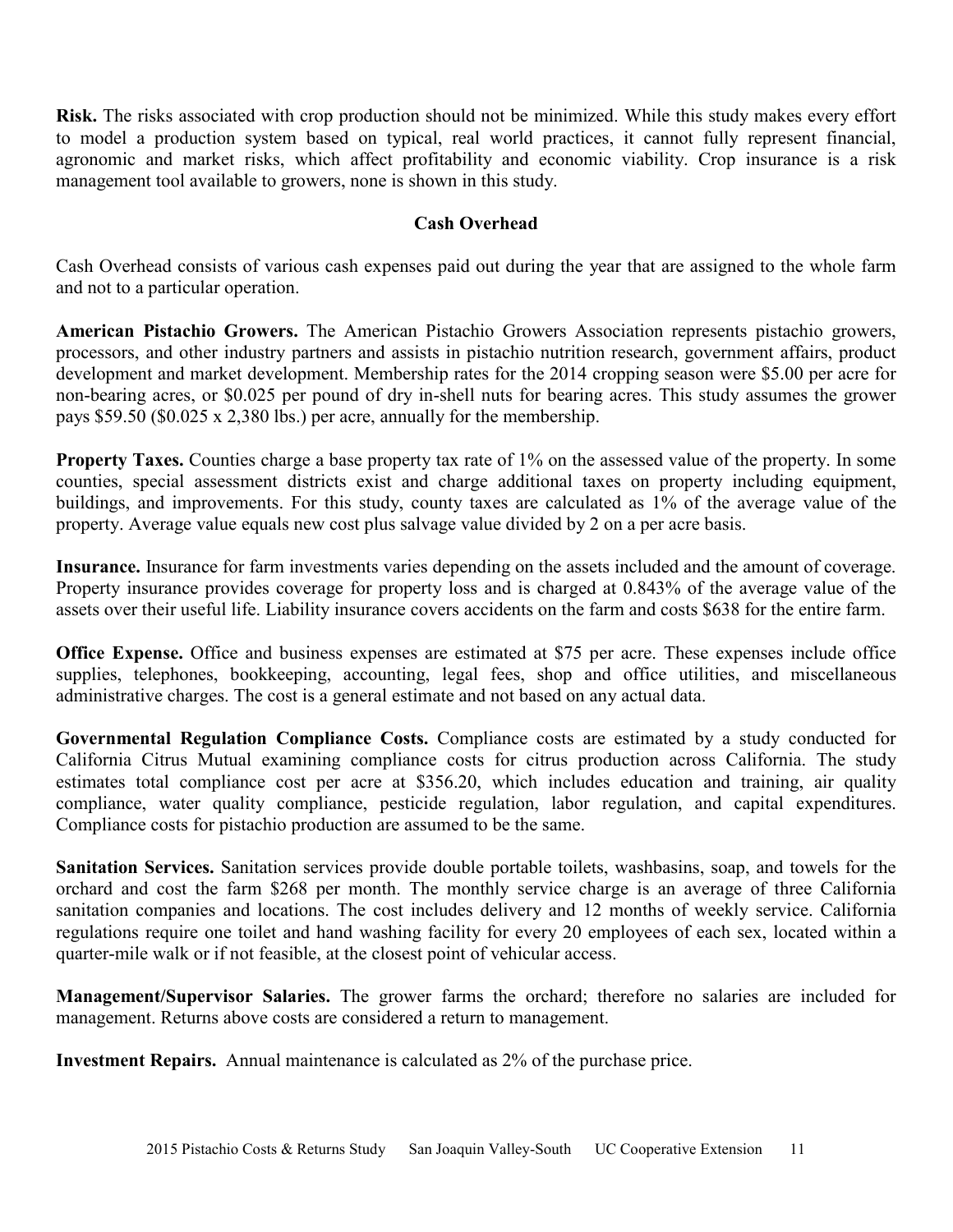**Risk.** The risks associated with crop production should not be minimized. While this study makes every effort to model a production system based on typical, real world practices, it cannot fully represent financial, agronomic and market risks, which affect profitability and economic viability. Crop insurance is a risk management tool available to growers, none is shown in this study.

## Cash Overhead

Cash Overhead consists of various cash expenses paid out during the year that are assigned to the whole farm and not to a particular operation.

**American Pistachio Growers.** The American Pistachio Growers Association represents pistachio growers, processors, and other industry partners and assists in pistachio nutrition research, government affairs, product development and market development. Membership rates for the 2014 cropping season were $5.00 per acre for non-bearing acres, or $0.025 per pound of dry in-shell nuts for bearing acres. This study assumes the grower pays $59.50 ($0.025 x 2,380 lbs.) per acre, annually for the membership.

**Property Taxes.** Counties charge a base property tax rate of 1% on the assessed value of the property. In some counties, special assessment districts exist and charge additional taxes on property including equipment, buildings, and improvements. For this study, county taxes are calculated as 1% of the average value of the property. Average value equals new cost plus salvage value divided by 2 on a per acre basis.

**Insurance.** Insurance for farm investments varies depending on the assets included and the amount of coverage. Property insurance provides coverage for property loss and is charged at 0.843% of the average value of the assets over their useful life. Liability insurance covers accidents on the farm and costs $638 for the entire farm.

**Office Expense.** Office and business expenses are estimated at $75 per acre. These expenses include office supplies, telephones, bookkeeping, accounting, legal fees, shop and office utilities, and miscellaneous administrative charges. The cost is a general estimate and not based on any actual data.

**Governmental Regulation Compliance Costs.** Compliance costs are estimated by a study conducted for California Citrus Mutual examining compliance costs for citrus production across California. The study estimates total compliance cost per acre at $356.20, which includes education and training, air quality compliance, water quality compliance, pesticide regulation, labor regulation, and capital expenditures. Compliance costs for pistachio production are assumed to be the same.

**Sanitation Services.** Sanitation services provide double portable toilets, washbasins, soap, and towels for the orchard and cost the farm $268 per month. The monthly service charge is an average of three California sanitation companies and locations. The cost includes delivery and 12 months of weekly service. California regulations require one toilet and hand washing facility for every 20 employees of each sex, located within a quarter-mile walk or if not feasible, at the closest point of vehicular access.

**Management/Supervisor Salaries.** The grower farms the orchard; therefore no salaries are included for management. Returns above costs are considered a return to management.

**Investment Repairs.** Annual maintenance is calculated as 2% of the purchase price.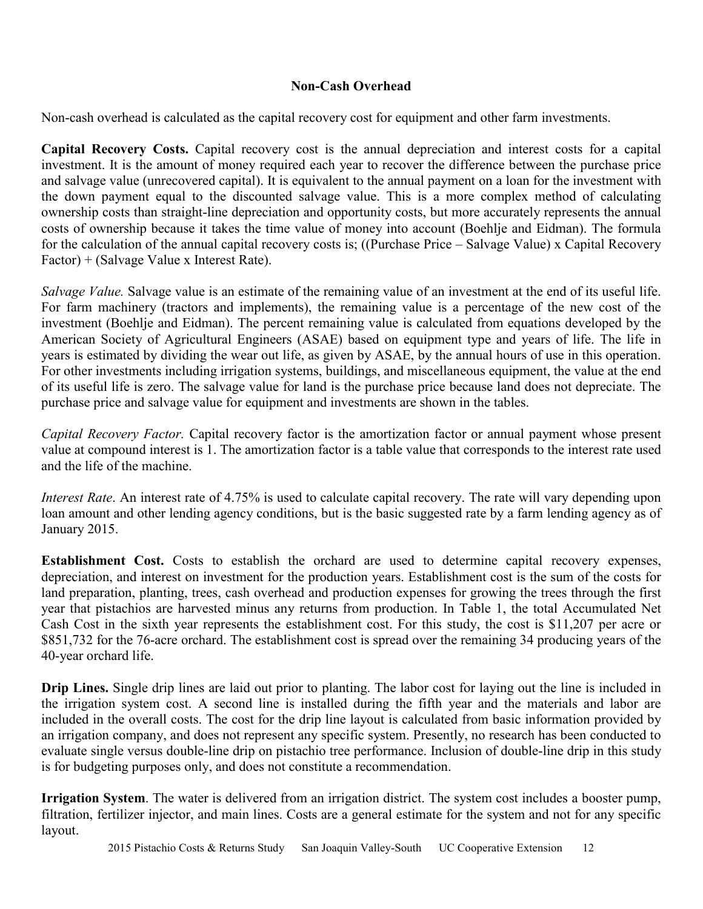## Non-Cash Overhead

Non-cash overhead is calculated as the capital recovery cost for equipment and other farm investments.

**Capital Recovery Costs.** Capital recovery cost is the annual depreciation and interest costs for a capital investment. It is the amount of money required each year to recover the difference between the purchase price and salvage value (unrecovered capital). It is equivalent to the annual payment on a loan for the investment with the down payment equal to the discounted salvage value. This is a more complex method of calculating ownership costs than straight-line depreciation and opportunity costs, but more accurately represents the annual costs of ownership because it takes the time value of money into account (Boehlje and Eidman). The formula for the calculation of the annual capital recovery costs is; ((Purchase Price – Salvage Value) x Capital Recovery Factor) + (Salvage Value x Interest Rate).

*Salvage Value.* Salvage value is an estimate of the remaining value of an investment at the end of its useful life. For farm machinery (tractors and implements), the remaining value is a percentage of the new cost of the investment (Boehlje and Eidman). The percent remaining value is calculated from equations developed by the American Society of Agricultural Engineers (ASAE) based on equipment type and years of life. The life in years is estimated by dividing the wear out life, as given by ASAE, by the annual hours of use in this operation. For other investments including irrigation systems, buildings, and miscellaneous equipment, the value at the end of its useful life is zero. The salvage value for land is the purchase price because land does not depreciate. The purchase price and salvage value for equipment and investments are shown in the tables.

*Capital Recovery Factor.* Capital recovery factor is the amortization factor or annual payment whose present value at compound interest is 1. The amortization factor is a table value that corresponds to the interest rate used and the life of the machine.

*Interest Rate*. An interest rate of 4.75% is used to calculate capital recovery. The rate will vary depending upon loan amount and other lending agency conditions, but is the basic suggested rate by a farm lending agency as of January 2015.

**Establishment Cost.** Costs to establish the orchard are used to determine capital recovery expenses, depreciation, and interest on investment for the production years. Establishment cost is the sum of the costs for land preparation, planting, trees, cash overhead and production expenses for growing the trees through the first year that pistachios are harvested minus any returns from production. In Table 1, the total Accumulated Net Cash Cost in the sixth year represents the establishment cost. For this study, the cost is $11,207 per acre or $851,732 for the 76-acre orchard. The establishment cost is spread over the remaining 34 producing years of the 40-year orchard life.

**Drip Lines.** Single drip lines are laid out prior to planting. The labor cost for laying out the line is included in the irrigation system cost. A second line is installed during the fifth year and the materials and labor are included in the overall costs. The cost for the drip line layout is calculated from basic information provided by an irrigation company, and does not represent any specific system. Presently, no research has been conducted to evaluate single versus double-line drip on pistachio tree performance. Inclusion of double-line drip in this study is for budgeting purposes only, and does not constitute a recommendation.

**Irrigation System**. The water is delivered from an irrigation district. The system cost includes a booster pump, filtration, fertilizer injector, and main lines. Costs are a general estimate for the system and not for any specific layout.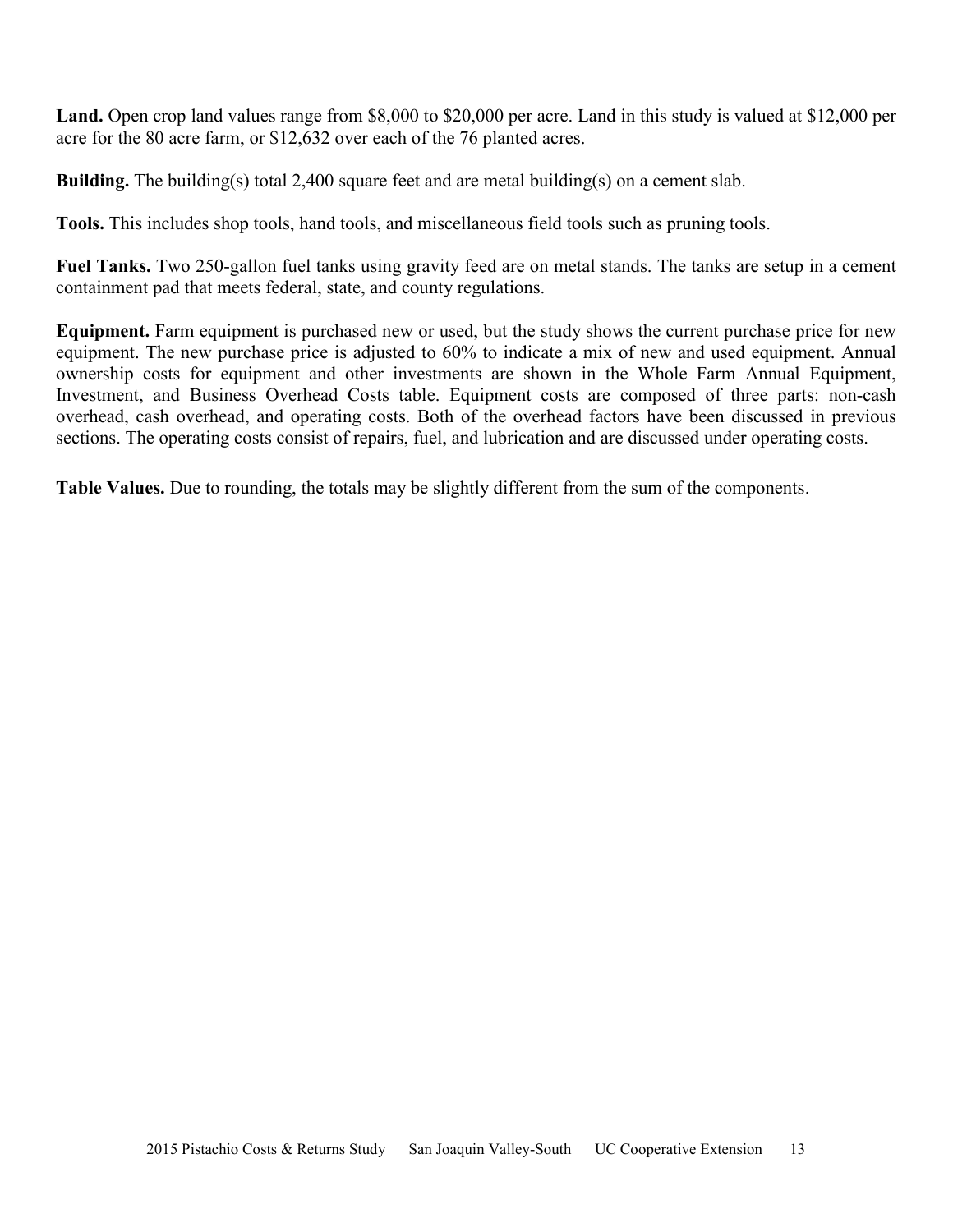**Land.** Open crop land values range from $8,000 to $20,000 per acre. Land in this study is valued at $12,000 per acre for the 80 acre farm, or $12,632 over each of the 76 planted acres.

**Building.** The building(s) total 2,400 square feet and are metal building(s) on a cement slab.

**Tools.** This includes shop tools, hand tools, and miscellaneous field tools such as pruning tools.

**Fuel Tanks.** Two 250-gallon fuel tanks using gravity feed are on metal stands. The tanks are setup in a cement containment pad that meets federal, state, and county regulations.

**Equipment.** Farm equipment is purchased new or used, but the study shows the current purchase price for new equipment. The new purchase price is adjusted to 60% to indicate a mix of new and used equipment. Annual ownership costs for equipment and other investments are shown in the Whole Farm Annual Equipment, Investment, and Business Overhead Costs table. Equipment costs are composed of three parts: non-cash overhead, cash overhead, and operating costs. Both of the overhead factors have been discussed in previous sections. The operating costs consist of repairs, fuel, and lubrication and are discussed under operating costs.

**Table Values.** Due to rounding, the totals may be slightly different from the sum of the components.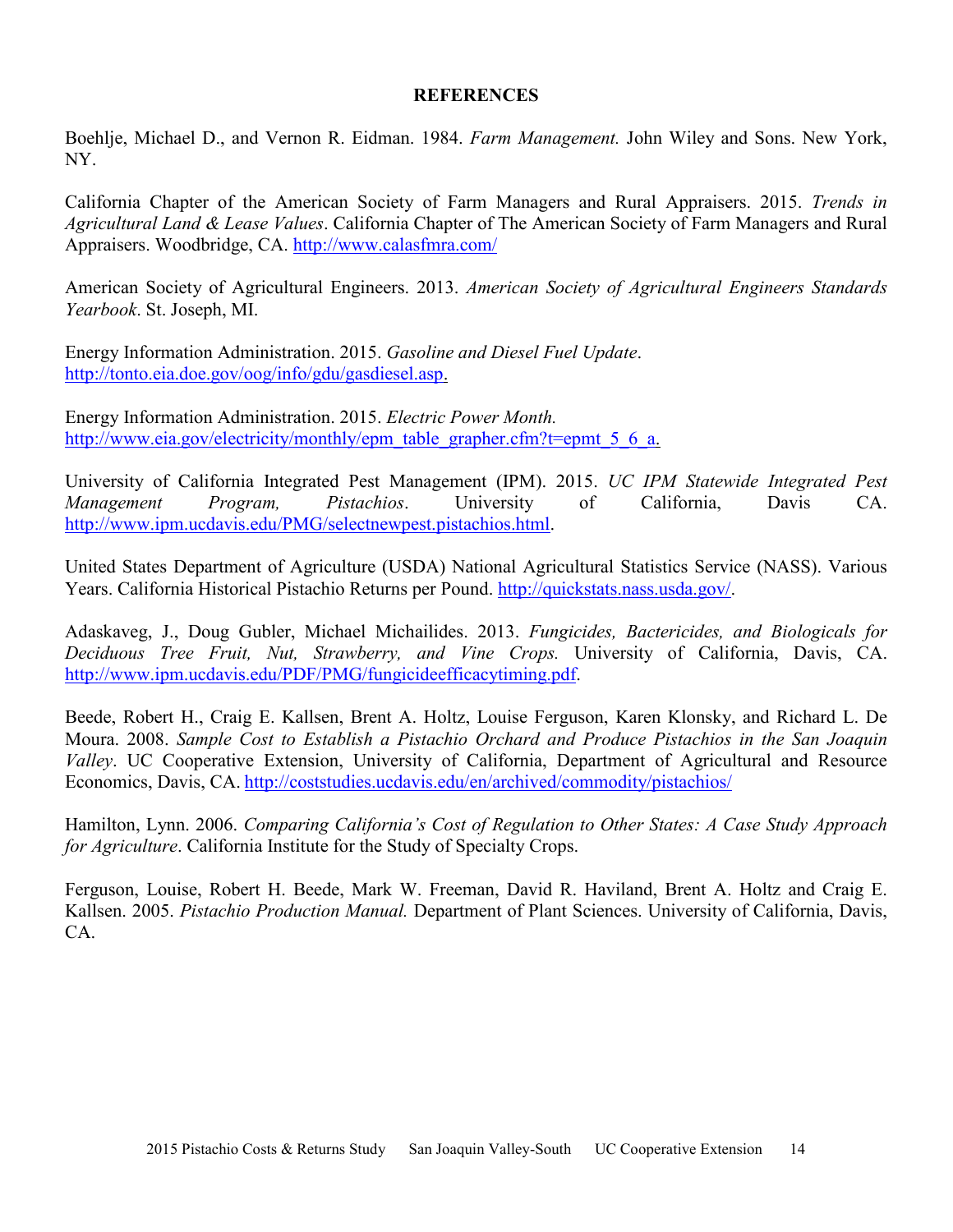## REFERENCES

Boehlje, Michael D., and Vernon R. Eidman. 1984. *Farm Management.* John Wiley and Sons. New York, NY.

California Chapter of the American Society of Farm Managers and Rural Appraisers. 2015. *Trends in Agricultural Land & Lease Values*. California Chapter of The American Society of Farm Managers and Rural Appraisers. Woodbridge, CA. http://www.calasfmra.com/

American Society of Agricultural Engineers. 2013. *American Society of Agricultural Engineers Standards Yearbook*. St. Joseph, MI.

Energy Information Administration. 2015. *Gasoline and Diesel Fuel Update*. http://tonto.eia.doe.gov/oog/info/gdu/gasdiesel.asp.

Energy Information Administration. 2015. *Electric Power Month.* http://www.eia.gov/electricity/monthly/epm_table_grapher.cfm?t=epmt_5_6_a.

University of California Integrated Pest Management (IPM). 2015. *UC IPM Statewide Integrated Pest Management Program, Pistachios*. University of California, Davis CA. http://www.ipm.ucdavis.edu/PMG/selectnewpest.pistachios.html.

United States Department of Agriculture (USDA) National Agricultural Statistics Service (NASS). Various Years. California Historical Pistachio Returns per Pound. http://quickstats.nass.usda.gov/.

Adaskaveg, J., Doug Gubler, Michael Michailides. 2013. *Fungicides, Bactericides, and Biologicals for Deciduous Tree Fruit, Nut, Strawberry, and Vine Crops.* University of California, Davis, CA. http://www.ipm.ucdavis.edu/PDF/PMG/fungicideefficacytiming.pdf.

Beede, Robert H., Craig E. Kallsen, Brent A. Holtz, Louise Ferguson, Karen Klonsky, and Richard L. De Moura. 2008. *Sample Cost to Establish a Pistachio Orchard and Produce Pistachios in the San Joaquin Valley*. UC Cooperative Extension, University of California, Department of Agricultural and Resource Economics, Davis, CA. http://coststudies.ucdavis.edu/en/archived/commodity/pistachios/

Hamilton, Lynn. 2006. *Comparing California's Cost of Regulation to Other States: A Case Study Approach for Agriculture*. California Institute for the Study of Specialty Crops.

Ferguson, Louise, Robert H. Beede, Mark W. Freeman, David R. Haviland, Brent A. Holtz and Craig E. Kallsen. 2005. *Pistachio Production Manual.* Department of Plant Sciences. University of California, Davis, CA.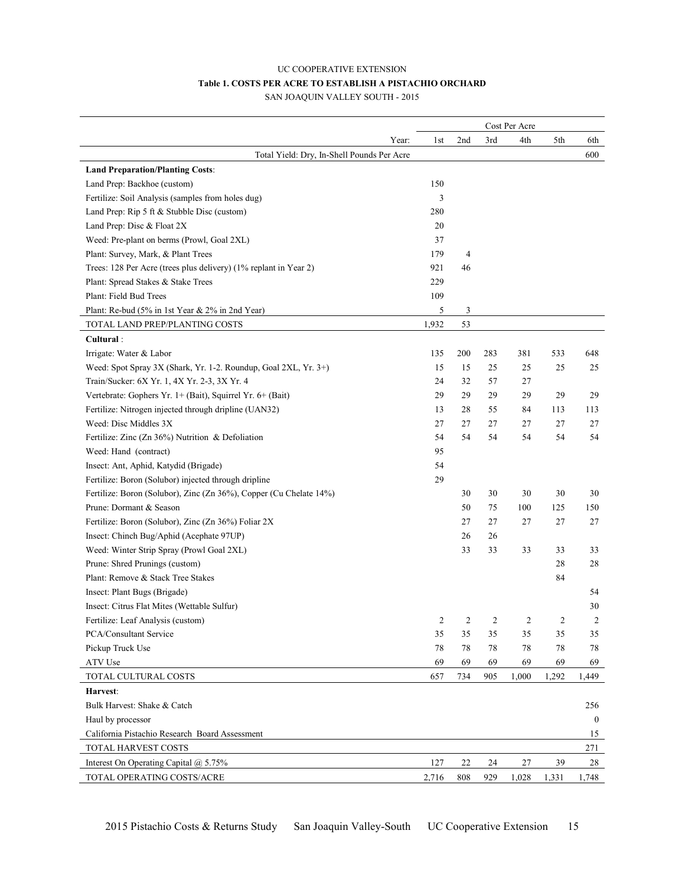UC COOPERATIVE EXTENSION

**Table 1. COSTS PER ACRE TO ESTABLISH A PISTACHIO ORCHARD**

SAN JOAQUIN VALLEY SOUTH - 2015

| | Cost Per Acre | | | | | |
|---|---|---|---|---|---|---|
| Year: | 1st | 2nd | 3rd | 4th | 5th | 6th |
| Total Yield: Dry, In-Shell Pounds Per Acre | | | | | | 600 |
| **Land Preparation/Planting Costs**: | | | | | | |
| Land Prep: Backhoe (custom) | 150 | | | | | |
| Fertilize: Soil Analysis (samples from holes dug) | 3 | | | | | |
| Land Prep: Rip 5 ft & Stubble Disc (custom) | 280 | | | | | |
| Land Prep: Disc & Float 2X | 20 | | | | | |
| Weed: Pre-plant on berms (Prowl, Goal 2XL) | 37 | | | | | |
| Plant: Survey, Mark, & Plant Trees | 179 | 4 | | | | |
| Trees: 128 Per Acre (trees plus delivery) (1% replant in Year 2) | 921 | 46 | | | | |
| Plant: Spread Stakes & Stake Trees | 229 | | | | | |
| Plant: Field Bud Trees | 109 | | | | | |
| Plant: Re-bud (5% in 1st Year & 2% in 2nd Year) | 5 | 3 | | | | |
| TOTAL LAND PREP/PLANTING COSTS | 1,932 | 53 | | | | |
| **Cultural** : | | | | | | |
| Irrigate: Water & Labor | 135 | 200 | 283 | 381 | 533 | 648 |
| Weed: Spot Spray 3X (Shark, Yr. 1-2. Roundup, Goal 2XL, Yr. 3+) | 15 | 15 | 25 | 25 | 25 | 25 |
| Train/Sucker: 6X Yr. 1, 4X Yr. 2-3, 3X Yr. 4 | 24 | 32 | 57 | 27 | | |
| Vertebrate: Gophers Yr. 1+ (Bait), Squirrel Yr. 6+ (Bait) | 29 | 29 | 29 | 29 | 29 | 29 |
| Fertilize: Nitrogen injected through dripline (UAN32) | 13 | 28 | 55 | 84 | 113 | 113 |
| Weed: Disc Middles 3X | 27 | 27 | 27 | 27 | 27 | 27 |
| Fertilize: Zinc (Zn 36%) Nutrition & Defoliation | 54 | 54 | 54 | 54 | 54 | 54 |
| Weed: Hand (contract) | 95 | | | | | |
| Insect: Ant, Aphid, Katydid (Brigade) | 54 | | | | | |
| Fertilize: Boron (Solubor) injected through dripline | 29 | | | | | |
| Fertilize: Boron (Solubor), Zinc (Zn 36%), Copper (Cu Chelate 14%) | | 30 | 30 | 30 | 30 | 30 |
| Prune: Dormant & Season | | 50 | 75 | 100 | 125 | 150 |
| Fertilize: Boron (Solubor), Zinc (Zn 36%) Foliar 2X | | 27 | 27 | 27 | 27 | 27 |
| Insect: Chinch Bug/Aphid (Acephate 97UP) | | 26 | 26 | | | |
| Weed: Winter Strip Spray (Prowl Goal 2XL) | | 33 | 33 | 33 | 33 | 33 |
| Prune: Shred Prunings (custom) | | | | | 28 | 28 |
| Plant: Remove & Stack Tree Stakes | | | | | 84 | |
| Insect: Plant Bugs (Brigade) | | | | | | 54 |
| Insect: Citrus Flat Mites (Wettable Sulfur) | | | | | | 30 |
| Fertilize: Leaf Analysis (custom) | 2 | 2 | 2 | 2 | 2 | 2 |
| PCA/Consultant Service | 35 | 35 | 35 | 35 | 35 | 35 |
| Pickup Truck Use | 78 | 78 | 78 | 78 | 78 | 78 |
| ATV Use | 69 | 69 | 69 | 69 | 69 | 69 |
| TOTAL CULTURAL COSTS | 657 | 734 | 905 | 1,000 | 1,292 | 1,449 |
| **Harvest**: | | | | | | |
| Bulk Harvest: Shake & Catch | | | | | | 256 |
| Haul by processor | | | | | | 0 |
| California Pistachio Research Board Assessment | | | | | | 15 |
| TOTAL HARVEST COSTS | | | | | | 271 |
| Interest On Operating Capital @ 5.75% | 127 | 22 | 24 | 27 | 39 | 28 |
| TOTAL OPERATING COSTS/ACRE | 2,716 | 808 | 929 | 1,028 | 1,331 | 1,748 |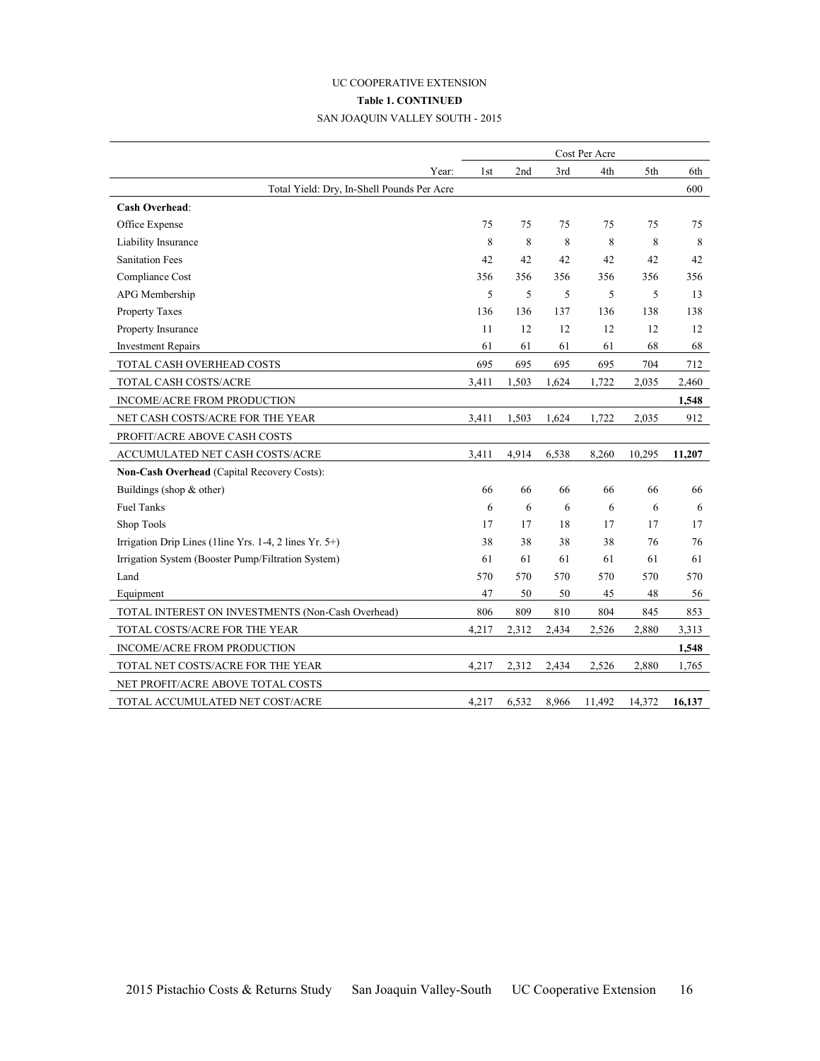UC COOPERATIVE EXTENSION

**Table 1. CONTINUED**

SAN JOAQUIN VALLEY SOUTH - 2015

| | Cost Per Acre | | | | | |
|---|---|---|---|---|---|---|
| Year: | 1st | 2nd | 3rd | 4th | 5th | 6th |
| Total Yield: Dry, In-Shell Pounds Per Acre | | | | | | 600 |
| **Cash Overhead**: | | | | | | |
| Office Expense | 75 | 75 | 75 | 75 | 75 | 75 |
| Liability Insurance | 8 | 8 | 8 | 8 | 8 | 8 |
| Sanitation Fees | 42 | 42 | 42 | 42 | 42 | 42 |
| Compliance Cost | 356 | 356 | 356 | 356 | 356 | 356 |
| APG Membership | 5 | 5 | 5 | 5 | 5 | 13 |
| Property Taxes | 136 | 136 | 137 | 136 | 138 | 138 |
| Property Insurance | 11 | 12 | 12 | 12 | 12 | 12 |
| Investment Repairs | 61 | 61 | 61 | 61 | 68 | 68 |
| TOTAL CASH OVERHEAD COSTS | 695 | 695 | 695 | 695 | 704 | 712 |
| TOTAL CASH COSTS/ACRE | 3,411 | 1,503 | 1,624 | 1,722 | 2,035 | 2,460 |
| INCOME/ACRE FROM PRODUCTION | | | | | | **1,548** |
| NET CASH COSTS/ACRE FOR THE YEAR | 3,411 | 1,503 | 1,624 | 1,722 | 2,035 | 912 |
| PROFIT/ACRE ABOVE CASH COSTS | | | | | | |
| ACCUMULATED NET CASH COSTS/ACRE | 3,411 | 4,914 | 6,538 | 8,260 | 10,295 | **11,207** |
| **Non-Cash Overhead** (Capital Recovery Costs): | | | | | | |
| Buildings (shop & other) | 66 | 66 | 66 | 66 | 66 | 66 |
| Fuel Tanks | 6 | 6 | 6 | 6 | 6 | 6 |
| Shop Tools | 17 | 17 | 18 | 17 | 17 | 17 |
| Irrigation Drip Lines (1line Yrs. 1-4, 2 lines Yr. 5+) | 38 | 38 | 38 | 38 | 76 | 76 |
| Irrigation System (Booster Pump/Filtration System) | 61 | 61 | 61 | 61 | 61 | 61 |
| Land | 570 | 570 | 570 | 570 | 570 | 570 |
| Equipment | 47 | 50 | 50 | 45 | 48 | 56 |
| TOTAL INTEREST ON INVESTMENTS (Non-Cash Overhead) | 806 | 809 | 810 | 804 | 845 | 853 |
| TOTAL COSTS/ACRE FOR THE YEAR | 4,217 | 2,312 | 2,434 | 2,526 | 2,880 | 3,313 |
| INCOME/ACRE FROM PRODUCTION | | | | | | **1,548** |
| TOTAL NET COSTS/ACRE FOR THE YEAR | 4,217 | 2,312 | 2,434 | 2,526 | 2,880 | 1,765 |
| NET PROFIT/ACRE ABOVE TOTAL COSTS | | | | | | |
| TOTAL ACCUMULATED NET COST/ACRE | 4,217 | 6,532 | 8,966 | 11,492 | 14,372 | **16,137** |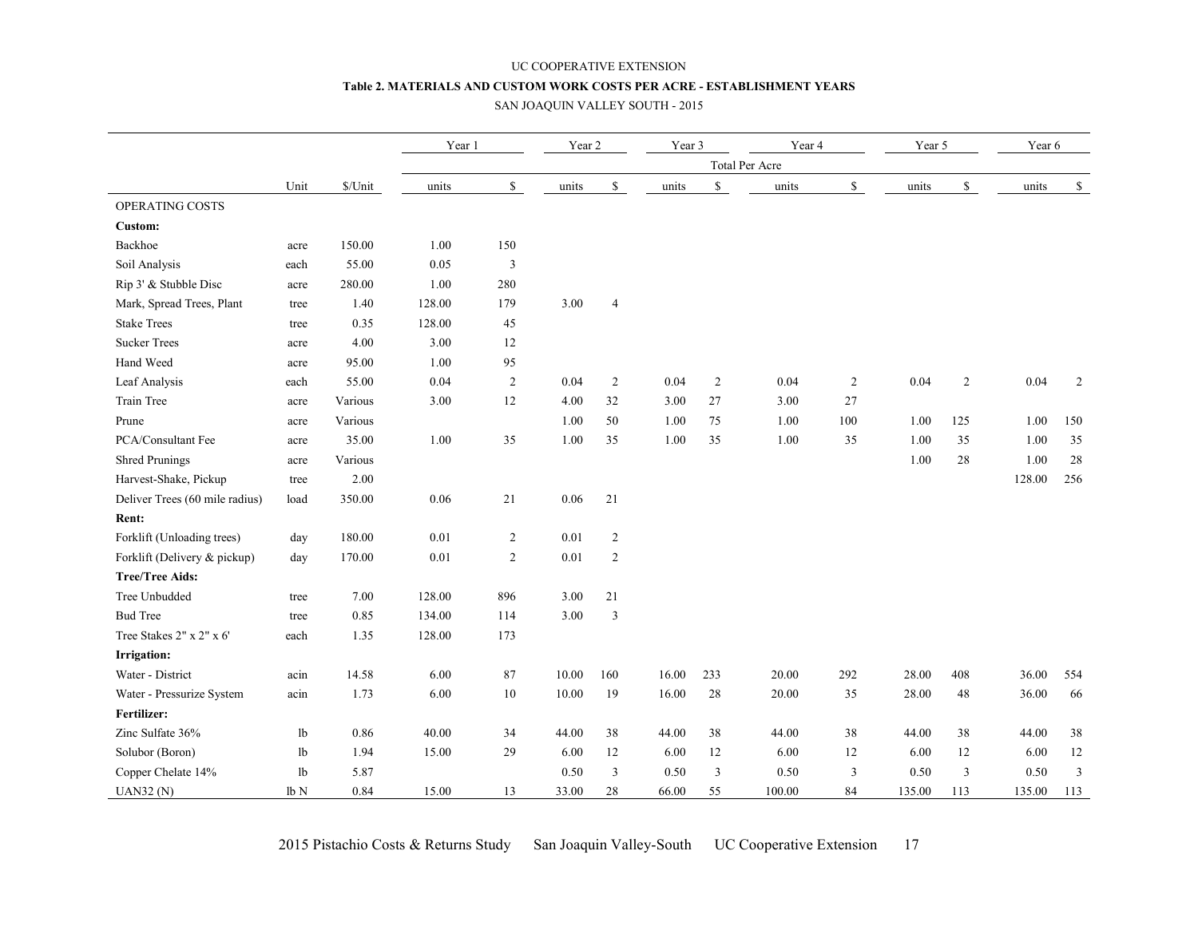UC COOPERATIVE EXTENSION

**Table 2. MATERIALS AND CUSTOM WORK COSTS PER ACRE - ESTABLISHMENT YEARS**

SAN JOAQUIN VALLEY SOUTH - 2015

| | | | Year 1 | | Year 2 | | Year 3 | | Year 4 | | Year 5 | | Year 6 | |
|---|---|---|---|---|---|---|---|---|---|---|---|---|---|---|
| | | | Total Per Acre | | | | | | | | | | | |
| | Unit | $/Unit | units | $ | units | $ | units | $ | units | $ | units | $ | units | $ |
| OPERATING COSTS | | | | | | | | | | | | | | |
| **Custom:** | | | | | | | | | | | | | | |
| Backhoe | acre | 150.00 | 1.00 | 150 | | | | | | | | | | |
| Soil Analysis | each | 55.00 | 0.05 | 3 | | | | | | | | | | |
| Rip 3' & Stubble Disc | acre | 280.00 | 1.00 | 280 | | | | | | | | | | |
| Mark, Spread Trees, Plant | tree | 1.40 | 128.00 | 179 | 3.00 | 4 | | | | | | | | |
| Stake Trees | tree | 0.35 | 128.00 | 45 | | | | | | | | | | |
| Sucker Trees | acre | 4.00 | 3.00 | 12 | | | | | | | | | | |
| Hand Weed | acre | 95.00 | 1.00 | 95 | | | | | | | | | | |
| Leaf Analysis | each | 55.00 | 0.04 | 2 | 0.04 | 2 | 0.04 | 2 | 0.04 | 2 | 0.04 | 2 | 0.04 | 2 |
| Train Tree | acre | Various | 3.00 | 12 | 4.00 | 32 | 3.00 | 27 | 3.00 | 27 | | | | |
| Prune | acre | Various | | | 1.00 | 50 | 1.00 | 75 | 1.00 | 100 | 1.00 | 125 | 1.00 | 150 |
| PCA/Consultant Fee | acre | 35.00 | 1.00 | 35 | 1.00 | 35 | 1.00 | 35 | 1.00 | 35 | 1.00 | 35 | 1.00 | 35 |
| Shred Prunings | acre | Various | | | | | | | | | 1.00 | 28 | 1.00 | 28 |
| Harvest-Shake, Pickup | tree | 2.00 | | | | | | | | | | | 128.00 | 256 |
| Deliver Trees (60 mile radius) | load | 350.00 | 0.06 | 21 | 0.06 | 21 | | | | | | | | |
| **Rent:** | | | | | | | | | | | | | | |
| Forklift (Unloading trees) | day | 180.00 | 0.01 | 2 | 0.01 | 2 | | | | | | | | |
| Forklift (Delivery & pickup) | day | 170.00 | 0.01 | 2 | 0.01 | 2 | | | | | | | | |
| **Tree/Tree Aids:** | | | | | | | | | | | | | | |
| Tree Unbudded | tree | 7.00 | 128.00 | 896 | 3.00 | 21 | | | | | | | | |
| Bud Tree | tree | 0.85 | 134.00 | 114 | 3.00 | 3 | | | | | | | | |
| Tree Stakes 2" x 2" x 6' | each | 1.35 | 128.00 | 173 | | | | | | | | | | |
| **Irrigation:** | | | | | | | | | | | | | | |
| Water - District | acin | 14.58 | 6.00 | 87 | 10.00 | 160 | 16.00 | 233 | 20.00 | 292 | 28.00 | 408 | 36.00 | 554 |
| Water - Pressurize System | acin | 1.73 | 6.00 | 10 | 10.00 | 19 | 16.00 | 28 | 20.00 | 35 | 28.00 | 48 | 36.00 | 66 |
| **Fertilizer:** | | | | | | | | | | | | | | |
| Zinc Sulfate 36% | lb | 0.86 | 40.00 | 34 | 44.00 | 38 | 44.00 | 38 | 44.00 | 38 | 44.00 | 38 | 44.00 | 38 |
| Solubor (Boron) | lb | 1.94 | 15.00 | 29 | 6.00 | 12 | 6.00 | 12 | 6.00 | 12 | 6.00 | 12 | 6.00 | 12 |
| Copper Chelate 14% | lb | 5.87 | | | 0.50 | 3 | 0.50 | 3 | 0.50 | 3 | 0.50 | 3 | 0.50 | 3 |
| UAN32 (N) | lb N | 0.84 | 15.00 | 13 | 33.00 | 28 | 66.00 | 55 | 100.00 | 84 | 135.00 | 113 | 135.00 | 113 |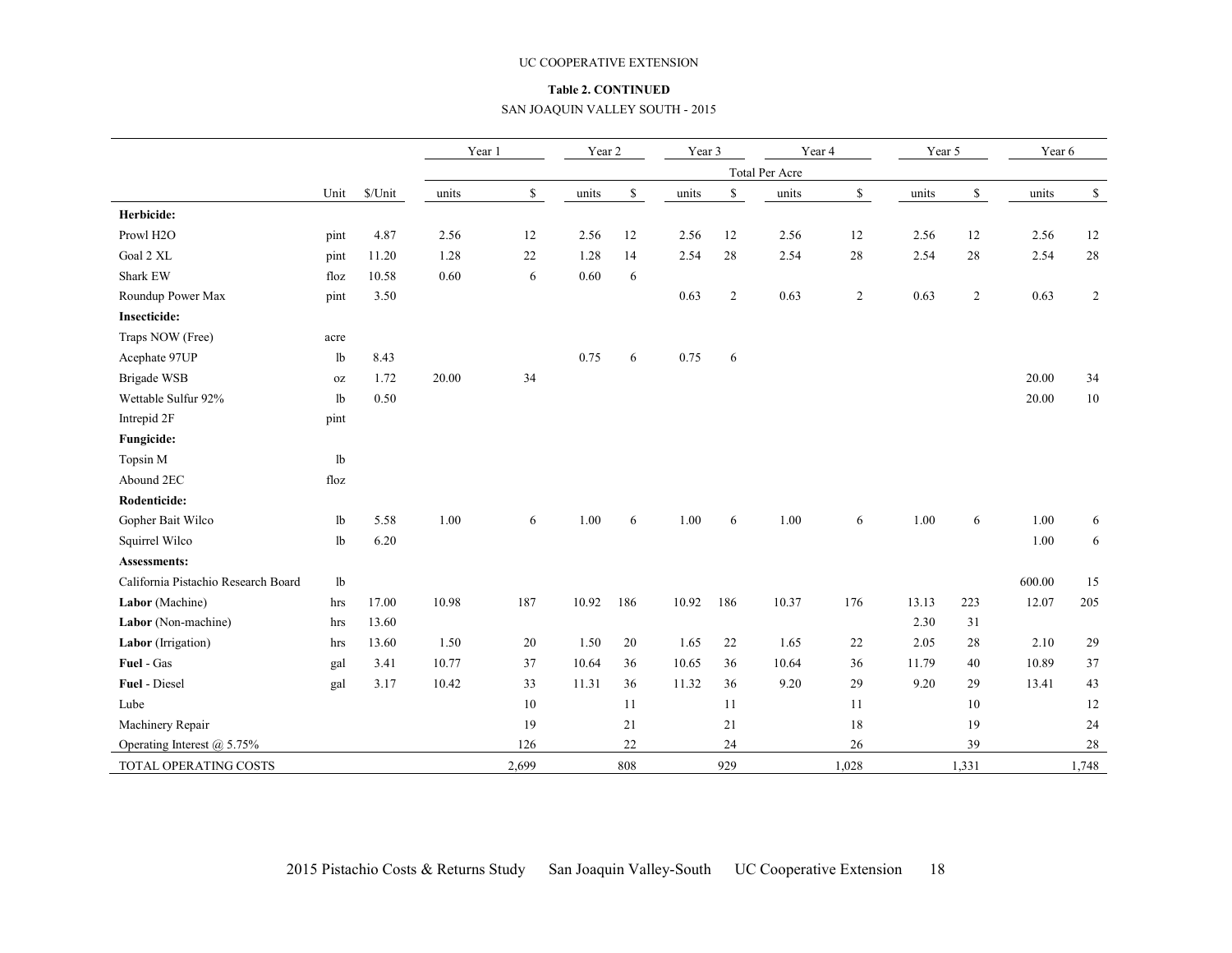UC COOPERATIVE EXTENSION

**Table 2. CONTINUED**

SAN JOAQUIN VALLEY SOUTH - 2015

| | | | Year 1 | | Year 2 | | Year 3 | | Year 4 | | Year 5 | | Year 6 | |
|---|---|---|---|---|---|---|---|---|---|---|---|---|---|---|
| | | | Total Per Acre | | | | | | | | | | | |
| | Unit | $/Unit | units | $ | units | $ | units | $ | units | $ | units | $ | units | $ |
| **Herbicide:** | | | | | | | | | | | | | | |
| Prowl H2O | pint | 4.87 | 2.56 | 12 | 2.56 | 12 | 2.56 | 12 | 2.56 | 12 | 2.56 | 12 | 2.56 | 12 |
| Goal 2 XL | pint | 11.20 | 1.28 | 22 | 1.28 | 14 | 2.54 | 28 | 2.54 | 28 | 2.54 | 28 | 2.54 | 28 |
| Shark EW | floz | 10.58 | 0.60 | 6 | 0.60 | 6 | | | | | | | | |
| Roundup Power Max | pint | 3.50 | | | | | 0.63 | 2 | 0.63 | 2 | 0.63 | 2 | 0.63 | 2 |
| **Insecticide:** | | | | | | | | | | | | | | |
| Traps NOW (Free) | acre | | | | | | | | | | | | | |
| Acephate 97UP | lb | 8.43 | | | 0.75 | 6 | 0.75 | 6 | | | | | | |
| Brigade WSB | oz | 1.72 | 20.00 | 34 | | | | | | | | | 20.00 | 34 |
| Wettable Sulfur 92% | lb | 0.50 | | | | | | | | | | | 20.00 | 10 |
| Intrepid 2F | pint | | | | | | | | | | | | | |
| **Fungicide:** | | | | | | | | | | | | | | |
| Topsin M | lb | | | | | | | | | | | | | |
| Abound 2EC | floz | | | | | | | | | | | | | |
| **Rodenticide:** | | | | | | | | | | | | | | |
| Gopher Bait Wilco | lb | 5.58 | 1.00 | 6 | 1.00 | 6 | 1.00 | 6 | 1.00 | 6 | 1.00 | 6 | 1.00 | 6 |
| Squirrel Wilco | lb | 6.20 | | | | | | | | | | | 1.00 | 6 |
| **Assessments:** | | | | | | | | | | | | | | |
| California Pistachio Research Board | lb | | | | | | | | | | | | 600.00 | 15 |
| **Labor** (Machine) | hrs | 17.00 | 10.98 | 187 | 10.92 | 186 | 10.92 | 186 | 10.37 | 176 | 13.13 | 223 | 12.07 | 205 |
| **Labor** (Non-machine) | hrs | 13.60 | | | | | | | | | 2.30 | 31 | | |
| **Labor** (Irrigation) | hrs | 13.60 | 1.50 | 20 | 1.50 | 20 | 1.65 | 22 | 1.65 | 22 | 2.05 | 28 | 2.10 | 29 |
| **Fuel** - Gas | gal | 3.41 | 10.77 | 37 | 10.64 | 36 | 10.65 | 36 | 10.64 | 36 | 11.79 | 40 | 10.89 | 37 |
| **Fuel** - Diesel | gal | 3.17 | 10.42 | 33 | 11.31 | 36 | 11.32 | 36 | 9.20 | 29 | 9.20 | 29 | 13.41 | 43 |
| Lube | | | | 10 | | 11 | | 11 | | 11 | | 10 | | 12 |
| Machinery Repair | | | | 19 | | 21 | | 21 | | 18 | | 19 | | 24 |
| Operating Interest @ 5.75% | | | | 126 | | 22 | | 24 | | 26 | | 39 | | 28 |
| TOTAL OPERATING COSTS | | | | 2,699 | | 808 | | 929 | | 1,028 | | 1,331 | | 1,748 |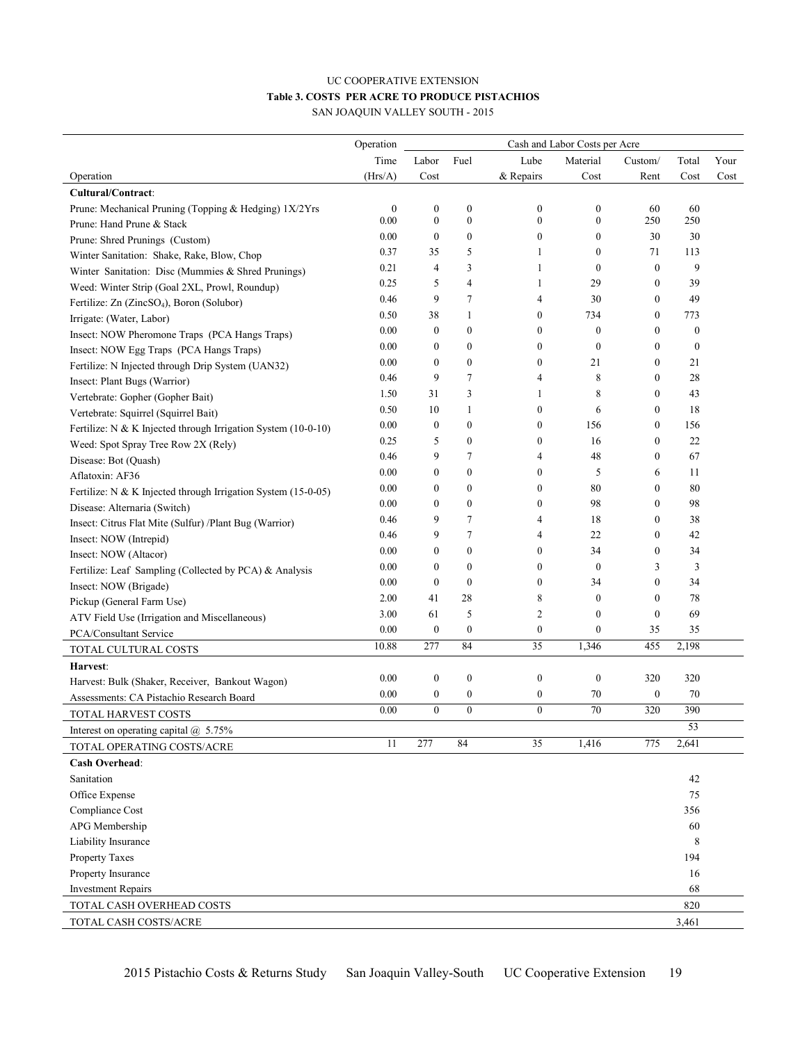UC COOPERATIVE EXTENSION

**Table 3. COSTS PER ACRE TO PRODUCE PISTACHIOS**

SAN JOAQUIN VALLEY SOUTH - 2015

| Operation | Operation Time (Hrs/A) | Labor Cost | Fuel | Lube & Repairs | Material Cost | Custom/ Rent | Total Cost | Your Cost |
|---|---|---|---|---|---|---|---|---|
| **Cultural/Contract**: | | | | | | | | |
| Prune: Mechanical Pruning (Topping & Hedging) 1X/2Yrs | 0 | 0 | 0 | 0 | 0 | 60 | 60 | |
| Prune: Hand Prune & Stack | 0.00 | 0 | 0 | 0 | 0 | 250 | 250 | |
| Prune: Shred Prunings (Custom) | 0.00 | 0 | 0 | 0 | 0 | 30 | 30 | |
| Winter Sanitation: Shake, Rake, Blow, Chop | 0.37 | 35 | 5 | 1 | 0 | 71 | 113 | |
| Winter Sanitation: Disc (Mummies & Shred Prunings) | 0.21 | 4 | 3 | 1 | 0 | 0 | 9 | |
| Weed: Winter Strip (Goal 2XL, Prowl, Roundup) | 0.25 | 5 | 4 | 1 | 29 | 0 | 39 | |
| Fertilize: Zn ($ZincSO_4$), Boron (Solubor) | 0.46 | 9 | 7 | 4 | 30 | 0 | 49 | |
| Irrigate: (Water, Labor) | 0.50 | 38 | 1 | 0 | 734 | 0 | 773 | |
| Insect: NOW Pheromone Traps (PCA Hangs Traps) | 0.00 | 0 | 0 | 0 | 0 | 0 | 0 | |
| Insect: NOW Egg Traps (PCA Hangs Traps) | 0.00 | 0 | 0 | 0 | 0 | 0 | 0 | |
| Fertilize: N Injected through Drip System (UAN32) | 0.00 | 0 | 0 | 0 | 21 | 0 | 21 | |
| Insect: Plant Bugs (Warrior) | 0.46 | 9 | 7 | 4 | 8 | 0 | 28 | |
| Vertebrate: Gopher (Gopher Bait) | 1.50 | 31 | 3 | 1 | 8 | 0 | 43 | |
| Vertebrate: Squirrel (Squirrel Bait) | 0.50 | 10 | 1 | 0 | 6 | 0 | 18 | |
| Fertilize: N & K Injected through Irrigation System (10-0-10) | 0.00 | 0 | 0 | 0 | 156 | 0 | 156 | |
| Weed: Spot Spray Tree Row 2X (Rely) | 0.25 | 5 | 0 | 0 | 16 | 0 | 22 | |
| Disease: Bot (Quash) | 0.46 | 9 | 7 | 4 | 48 | 0 | 67 | |
| Aflatoxin: AF36 | 0.00 | 0 | 0 | 0 | 5 | 6 | 11 | |
| Fertilize: N & K Injected through Irrigation System (15-0-05) | 0.00 | 0 | 0 | 0 | 80 | 0 | 80 | |
| Disease: Alternaria (Switch) | 0.00 | 0 | 0 | 0 | 98 | 0 | 98 | |
| Insect: Citrus Flat Mite (Sulfur) /Plant Bug (Warrior) | 0.46 | 9 | 7 | 4 | 18 | 0 | 38 | |
| Insect: NOW (Intrepid) | 0.46 | 9 | 7 | 4 | 22 | 0 | 42 | |
| Insect: NOW (Altacor) | 0.00 | 0 | 0 | 0 | 34 | 0 | 34 | |
| Fertilize: Leaf Sampling (Collected by PCA) & Analysis | 0.00 | 0 | 0 | 0 | 0 | 3 | 3 | |
| Insect: NOW (Brigade) | 0.00 | 0 | 0 | 0 | 34 | 0 | 34 | |
| Pickup (General Farm Use) | 2.00 | 41 | 28 | 8 | 0 | 0 | 78 | |
| ATV Field Use (Irrigation and Miscellaneous) | 3.00 | 61 | 5 | 2 | 0 | 0 | 69 | |
| PCA/Consultant Service | 0.00 | 0 | 0 | 0 | 0 | 35 | 35 | |
| TOTAL CULTURAL COSTS | 10.88 | 277 | 84 | 35 | 1,346 | 455 | 2,198 | |
| **Harvest**: | | | | | | | | |
| Harvest: Bulk (Shaker, Receiver, Bankout Wagon) | 0.00 | 0 | 0 | 0 | 0 | 320 | 320 | |
| Assessments: CA Pistachio Research Board | 0.00 | 0 | 0 | 0 | 70 | 0 | 70 | |
| TOTAL HARVEST COSTS | 0.00 | 0 | 0 | 0 | 70 | 320 | 390 | |
| Interest on operating capital @ 5.75% | | | | | | | 53 | |
| TOTAL OPERATING COSTS/ACRE | 11 | 277 | 84 | 35 | 1,416 | 775 | 2,641 | |
| **Cash Overhead**: | | | | | | | | |
| Sanitation | | | | | | | 42 | |
| Office Expense | | | | | | | 75 | |
| Compliance Cost | | | | | | | 356 | |
| APG Membership | | | | | | | 60 | |
| Liability Insurance | | | | | | | 8 | |
| Property Taxes | | | | | | | 194 | |
| Property Insurance | | | | | | | 16 | |
| Investment Repairs | | | | | | | 68 | |
| TOTAL CASH OVERHEAD COSTS | | | | | | | 820 | |
| TOTAL CASH COSTS/ACRE | | | | | | | 3,461 | |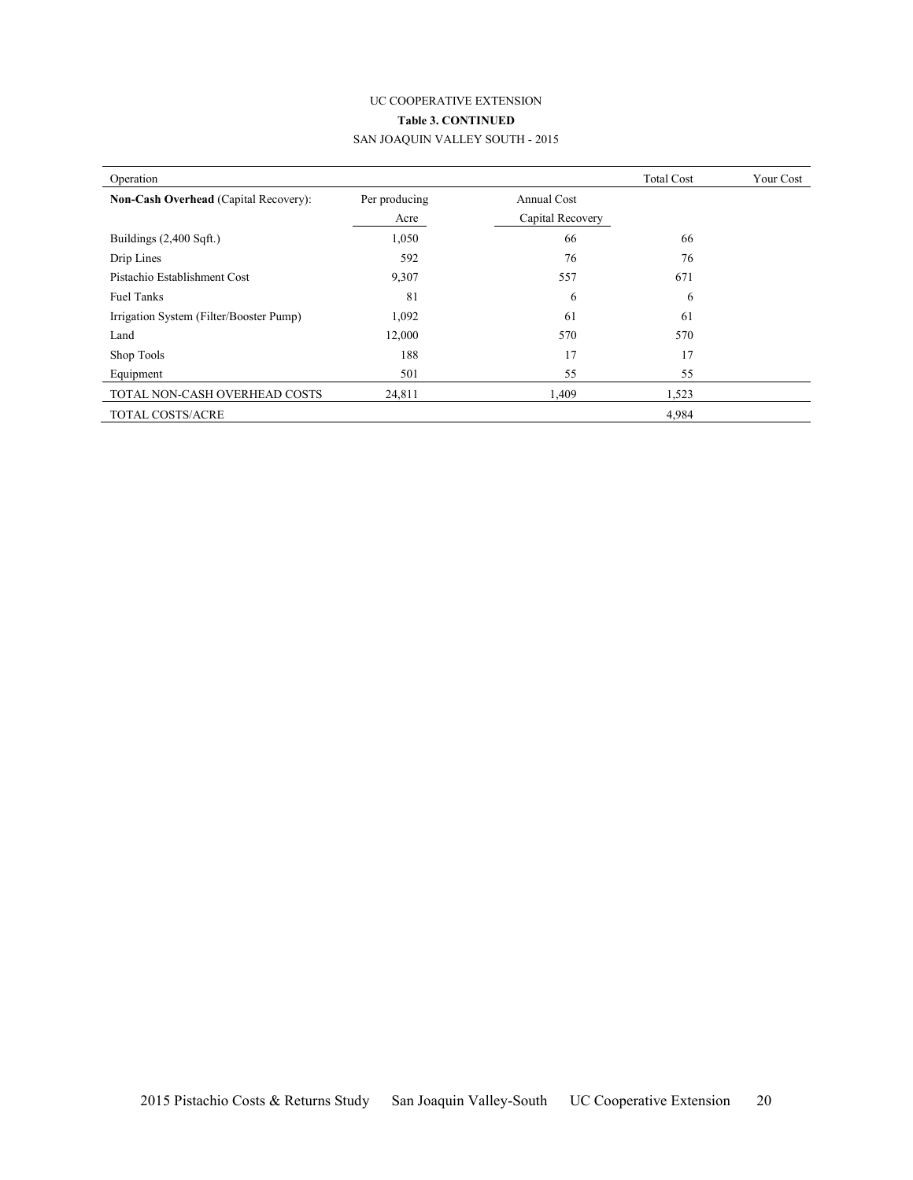UC COOPERATIVE EXTENSION

**Table 3. CONTINUED**

SAN JOAQUIN VALLEY SOUTH - 2015

| Operation | | | Total Cost | Your Cost |
|---|---|---|---|---|
| **Non-Cash Overhead** (Capital Recovery): | Per producing Acre | Annual Cost Capital Recovery | | |
| Buildings (2,400 Sqft.) | 1,050 | 66 | 66 | |
| Drip Lines | 592 | 76 | 76 | |
| Pistachio Establishment Cost | 9,307 | 557 | 671 | |
| Fuel Tanks | 81 | 6 | 6 | |
| Irrigation System (Filter/Booster Pump) | 1,092 | 61 | 61 | |
| Land | 12,000 | 570 | 570 | |
| Shop Tools | 188 | 17 | 17 | |
| Equipment | 501 | 55 | 55 | |
| TOTAL NON-CASH OVERHEAD COSTS | 24,811 | 1,409 | 1,523 | |
| TOTAL COSTS/ACRE | | | 4,984 | |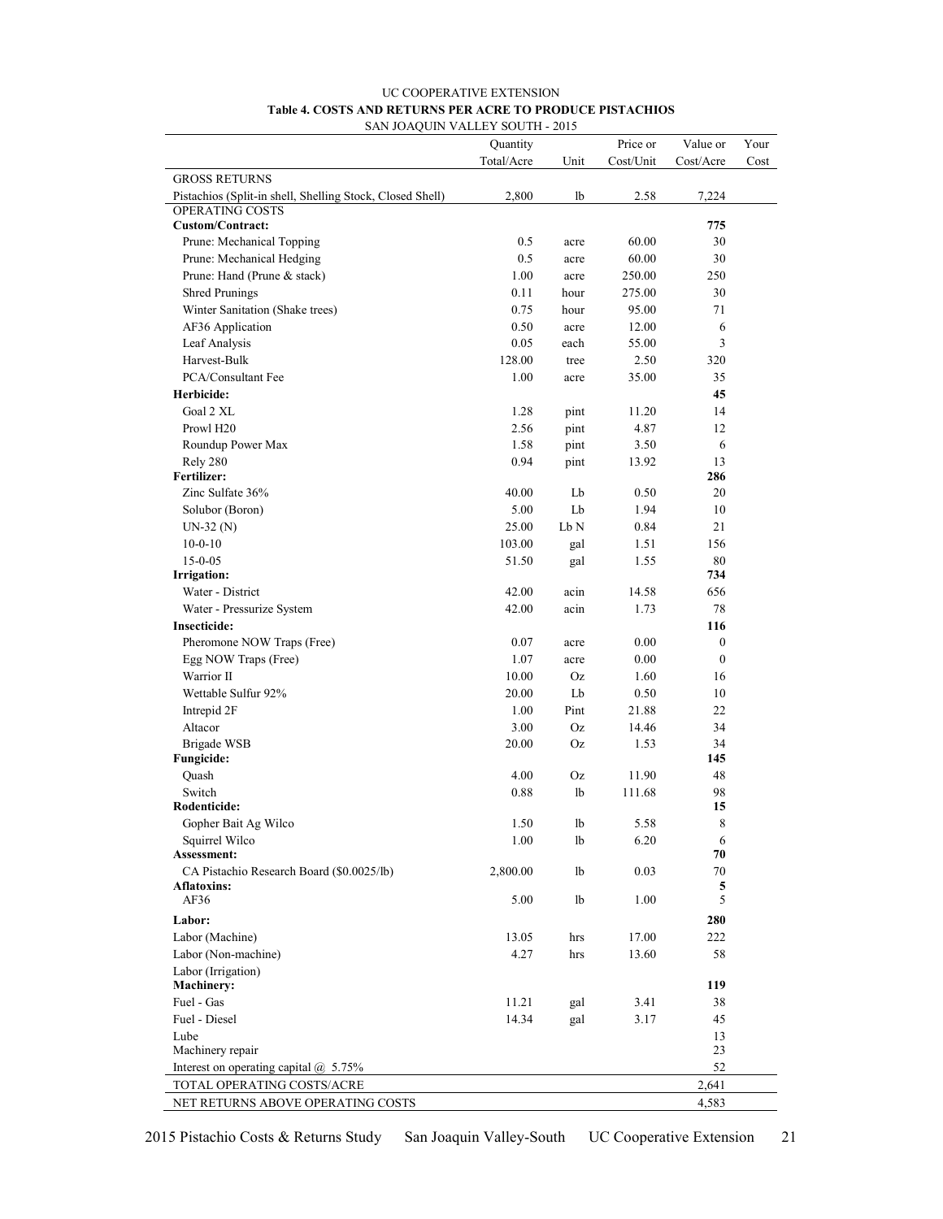UC COOPERATIVE EXTENSION

**Table 4. COSTS AND RETURNS PER ACRE TO PRODUCE PISTACHIOS**

SAN JOAQUIN VALLEY SOUTH - 2015

| | Quantity Total/Acre | Unit | Price or Cost/Unit | Value or Cost/Acre | Your Cost |
|---|---|---|---|---|---|
| GROSS RETURNS | | | | | |
| Pistachios (Split-in shell, Shelling Stock, Closed Shell) | 2,800 | lb | 2.58 | 7,224 | |
| OPERATING COSTS | | | | | |
| **Custom/Contract:** | | | | **775** | |
| Prune: Mechanical Topping | 0.5 | acre | 60.00 | 30 | |
| Prune: Mechanical Hedging | 0.5 | acre | 60.00 | 30 | |
| Prune: Hand (Prune & stack) | 1.00 | acre | 250.00 | 250 | |
| Shred Prunings | 0.11 | hour | 275.00 | 30 | |
| Winter Sanitation (Shake trees) | 0.75 | hour | 95.00 | 71 | |
| AF36 Application | 0.50 | acre | 12.00 | 6 | |
| Leaf Analysis | 0.05 | each | 55.00 | 3 | |
| Harvest-Bulk | 128.00 | tree | 2.50 | 320 | |
| PCA/Consultant Fee | 1.00 | acre | 35.00 | 35 | |
| **Herbicide:** | | | | **45** | |
| Goal 2 XL | 1.28 | pint | 11.20 | 14 | |
| Prowl H20 | 2.56 | pint | 4.87 | 12 | |
| Roundup Power Max | 1.58 | pint | 3.50 | 6 | |
| Rely 280 | 0.94 | pint | 13.92 | 13 | |
| **Fertilizer:** | | | | **286** | |
| Zinc Sulfate 36% | 40.00 | Lb | 0.50 | 20 | |
| Solubor (Boron) | 5.00 | Lb | 1.94 | 10 | |
| UN-32 (N) | 25.00 | Lb N | 0.84 | 21 | |
| 10-0-10 | 103.00 | gal | 1.51 | 156 | |
| 15-0-05 | 51.50 | gal | 1.55 | 80 | |
| **Irrigation:** | | | | **734** | |
| Water - District | 42.00 | acin | 14.58 | 656 | |
| Water - Pressurize System | 42.00 | acin | 1.73 | 78 | |
| **Insecticide:** | | | | **116** | |
| Pheromone NOW Traps (Free) | 0.07 | acre | 0.00 | 0 | |
| Egg NOW Traps (Free) | 1.07 | acre | 0.00 | 0 | |
| Warrior II | 10.00 | Oz | 1.60 | 16 | |
| Wettable Sulfur 92% | 20.00 | Lb | 0.50 | 10 | |
| Intrepid 2F | 1.00 | Pint | 21.88 | 22 | |
| Altacor | 3.00 | Oz | 14.46 | 34 | |
| Brigade WSB | 20.00 | Oz | 1.53 | 34 | |
| **Fungicide:** | | | | **145** | |
| Quash | 4.00 | Oz | 11.90 | 48 | |
| Switch | 0.88 | lb | 111.68 | 98 | |
| **Rodenticide:** | | | | **15** | |
| Gopher Bait Ag Wilco | 1.50 | lb | 5.58 | 8 | |
| Squirrel Wilco | 1.00 | lb | 6.20 | 6 | |
| **Assessment:** | | | | **70** | |
| CA Pistachio Research Board ($0.0025/lb) | 2,800.00 | lb | 0.03 | 70 | |
| **Aflatoxins:** | | | | **5** | |
| AF36 | 5.00 | lb | 1.00 | 5 | |
| **Labor:** | | | | **280** | |
| Labor (Machine) | 13.05 | hrs | 17.00 | 222 | |
| Labor (Non-machine) | 4.27 | hrs | 13.60 | 58 | |
| Labor (Irrigation) | | | | | |
| **Machinery:** | | | | **119** | |
| Fuel - Gas | 11.21 | gal | 3.41 | 38 | |
| Fuel - Diesel | 14.34 | gal | 3.17 | 45 | |
| Lube | | | | 13 | |
| Machinery repair | | | | 23 | |
| Interest on operating capital @ 5.75% | | | | 52 | |
| TOTAL OPERATING COSTS/ACRE | | | | 2,641 | |
| NET RETURNS ABOVE OPERATING COSTS | | | | 4,583 | |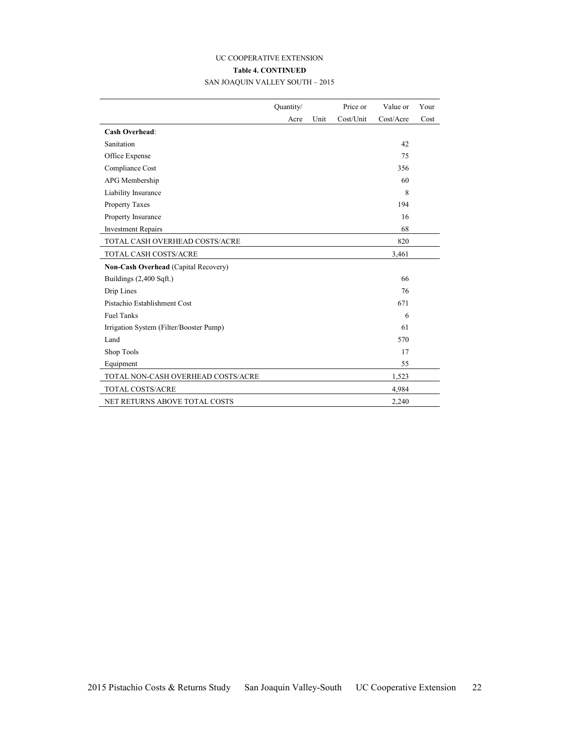UC COOPERATIVE EXTENSION

**Table 4. CONTINUED**

SAN JOAQUIN VALLEY SOUTH – 2015

| | Quantity/ Acre | Unit | Price or Cost/Unit | Value or Cost/Acre | Your Cost |
|---|---|---|---|---|---|
| **Cash Overhead**: | | | | | |
| Sanitation | | | | 42 | |
| Office Expense | | | | 75 | |
| Compliance Cost | | | | 356 | |
| APG Membership | | | | 60 | |
| Liability Insurance | | | | 8 | |
| Property Taxes | | | | 194 | |
| Property Insurance | | | | 16 | |
| Investment Repairs | | | | 68 | |
| TOTAL CASH OVERHEAD COSTS/ACRE | | | | 820 | |
| TOTAL CASH COSTS/ACRE | | | | 3,461 | |
| **Non-Cash Overhead** (Capital Recovery) | | | | | |
| Buildings (2,400 Sqft.) | | | | 66 | |
| Drip Lines | | | | 76 | |
| Pistachio Establishment Cost | | | | 671 | |
| Fuel Tanks | | | | 6 | |
| Irrigation System (Filter/Booster Pump) | | | | 61 | |
| Land | | | | 570 | |
| Shop Tools | | | | 17 | |
| Equipment | | | | 55 | |
| TOTAL NON-CASH OVERHEAD COSTS/ACRE | | | | 1,523 | |
| TOTAL COSTS/ACRE | | | | 4,984 | |
| NET RETURNS ABOVE TOTAL COSTS | | | | 2,240 | |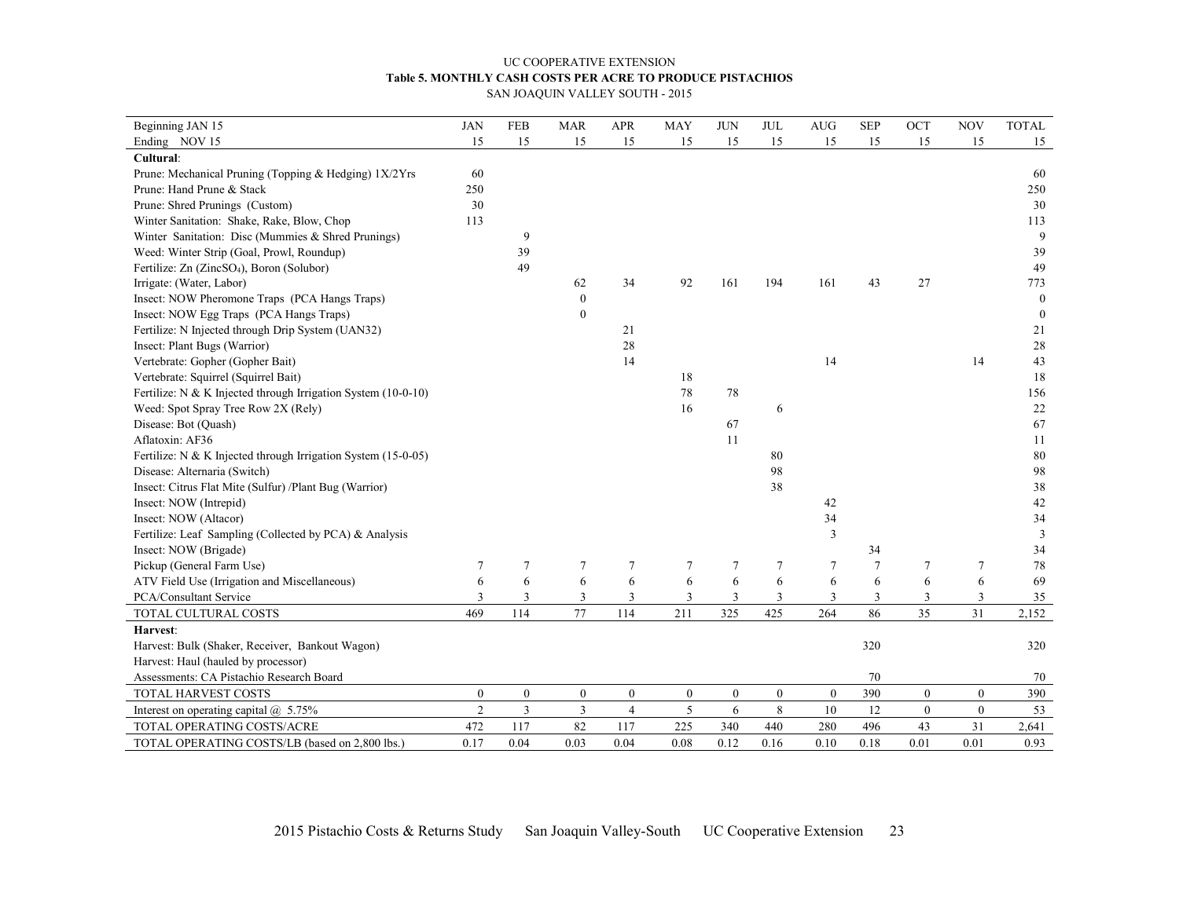UC COOPERATIVE EXTENSION

**Table 5. MONTHLY CASH COSTS PER ACRE TO PRODUCE PISTACHIOS**

SAN JOAQUIN VALLEY SOUTH - 2015

| Beginning JAN 15<br>Ending NOV 15 | JAN<br>15 | FEB<br>15 | MAR<br>15 | APR<br>15 | MAY<br>15 | JUN<br>15 | JUL<br>15 | AUG<br>15 | SEP<br>15 | OCT<br>15 | NOV<br>15 | TOTAL<br>15 |
|---|---|---|---|---|---|---|---|---|---|---|---|---|
| **Cultural**: | | | | | | | | | | | | |
| Prune: Mechanical Pruning (Topping & Hedging) 1X/2Yrs | 60 | | | | | | | | | | | 60 |
| Prune: Hand Prune & Stack | 250 | | | | | | | | | | | 250 |
| Prune: Shred Prunings (Custom) | 30 | | | | | | | | | | | 30 |
| Winter Sanitation: Shake, Rake, Blow, Chop | 113 | | | | | | | | | | | 113 |
| Winter Sanitation: Disc (Mummies & Shred Prunings) | | 9 | | | | | | | | | | 9 |
| Weed: Winter Strip (Goal, Prowl, Roundup) | | 39 | | | | | | | | | | 39 |
| Fertilize: Zn ($ZincSO_4$), Boron (Solubor) | | 49 | | | | | | | | | | 49 |
| Irrigate: (Water, Labor) | | | 62 | 34 | 92 | 161 | 194 | 161 | 43 | 27 | | 773 |
| Insect: NOW Pheromone Traps (PCA Hangs Traps) | | | 0 | | | | | | | | | 0 |
| Insect: NOW Egg Traps (PCA Hangs Traps) | | | 0 | | | | | | | | | 0 |
| Fertilize: N Injected through Drip System (UAN32) | | | | 21 | | | | | | | | 21 |
| Insect: Plant Bugs (Warrior) | | | | 28 | | | | | | | | 28 |
| Vertebrate: Gopher (Gopher Bait) | | | | 14 | | | | 14 | | | 14 | 43 |
| Vertebrate: Squirrel (Squirrel Bait) | | | | | 18 | | | | | | | 18 |
| Fertilize: N & K Injected through Irrigation System (10-0-10) | | | | | 78 | 78 | | | | | | 156 |
| Weed: Spot Spray Tree Row 2X (Rely) | | | | | 16 | | 6 | | | | | 22 |
| Disease: Bot (Quash) | | | | | | 67 | | | | | | 67 |
| Aflatoxin: AF36 | | | | | | 11 | | | | | | 11 |
| Fertilize: N & K Injected through Irrigation System (15-0-05) | | | | | | | 80 | | | | | 80 |
| Disease: Alternaria (Switch) | | | | | | | 98 | | | | | 98 |
| Insect: Citrus Flat Mite (Sulfur) /Plant Bug (Warrior) | | | | | | | 38 | | | | | 38 |
| Insect: NOW (Intrepid) | | | | | | | | 42 | | | | 42 |
| Insect: NOW (Altacor) | | | | | | | | 34 | | | | 34 |
| Fertilize: Leaf Sampling (Collected by PCA) & Analysis | | | | | | | | 3 | | | | 3 |
| Insect: NOW (Brigade) | | | | | | | | | 34 | | | 34 |
| Pickup (General Farm Use) | 7 | 7 | 7 | 7 | 7 | 7 | 7 | 7 | 7 | 7 | 7 | 78 |
| ATV Field Use (Irrigation and Miscellaneous) | 6 | 6 | 6 | 6 | 6 | 6 | 6 | 6 | 6 | 6 | 6 | 69 |
| PCA/Consultant Service | 3 | 3 | 3 | 3 | 3 | 3 | 3 | 3 | 3 | 3 | 3 | 35 |
| TOTAL CULTURAL COSTS | 469 | 114 | 77 | 114 | 211 | 325 | 425 | 264 | 86 | 35 | 31 | 2,152 |
| **Harvest**: | | | | | | | | | | | | |
| Harvest: Bulk (Shaker, Receiver, Bankout Wagon) | | | | | | | | | 320 | | | 320 |
| Harvest: Haul (hauled by processor) | | | | | | | | | | | | |
| Assessments: CA Pistachio Research Board | | | | | | | | | 70 | | | 70 |
| TOTAL HARVEST COSTS | 0 | 0 | 0 | 0 | 0 | 0 | 0 | 0 | 390 | 0 | 0 | 390 |
| Interest on operating capital @ 5.75% | 2 | 3 | 3 | 4 | 5 | 6 | 8 | 10 | 12 | 0 | 0 | 53 |
| TOTAL OPERATING COSTS/ACRE | 472 | 117 | 82 | 117 | 225 | 340 | 440 | 280 | 496 | 43 | 31 | 2,641 |
| TOTAL OPERATING COSTS/LB (based on 2,800 lbs.) | 0.17 | 0.04 | 0.03 | 0.04 | 0.08 | 0.12 | 0.16 | 0.10 | 0.18 | 0.01 | 0.01 | 0.93 |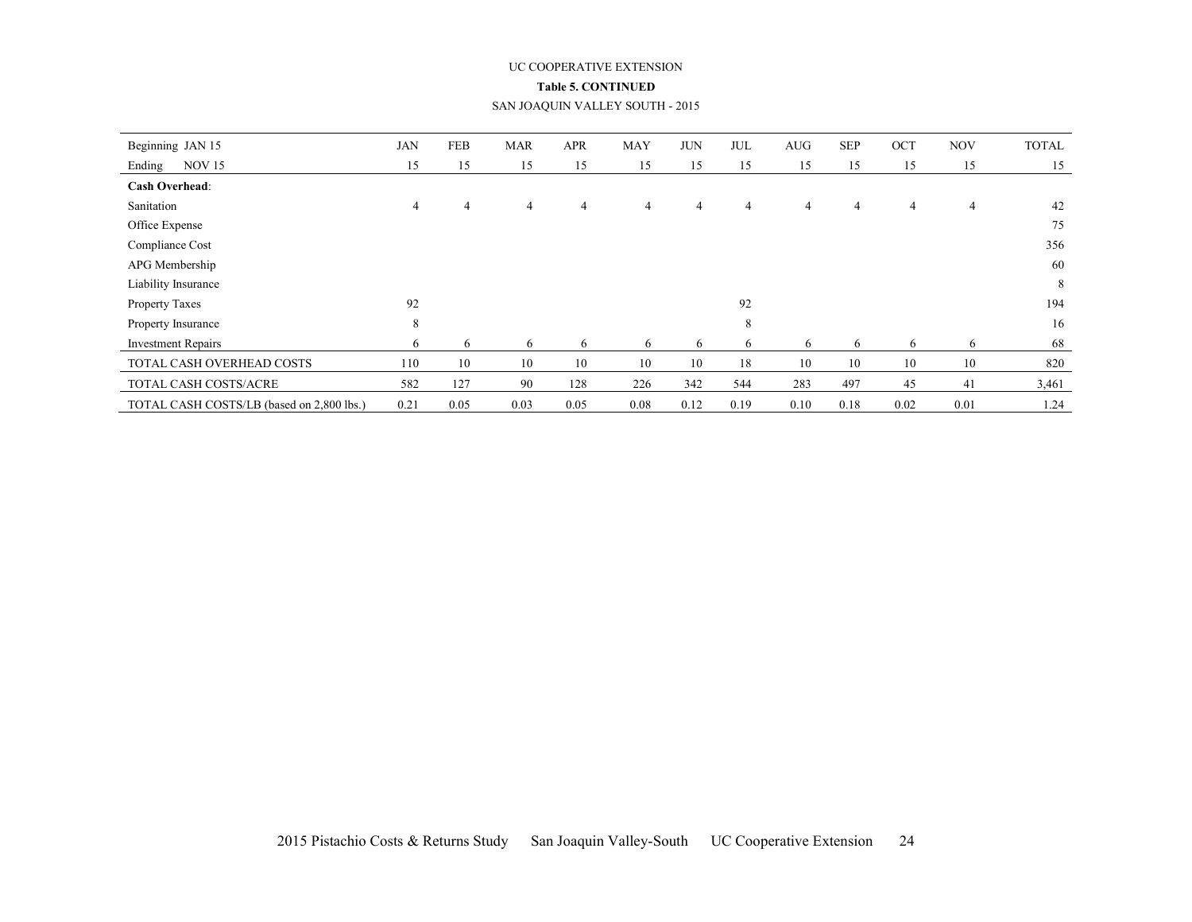UC COOPERATIVE EXTENSION

**Table 5. CONTINUED**

SAN JOAQUIN VALLEY SOUTH - 2015

| Beginning JAN 15 | JAN | FEB | MAR | APR | MAY | JUN | JUL | AUG | SEP | OCT | NOV | TOTAL |
|---|---|---|---|---|---|---|---|---|---|---|---|---|
| Ending NOV 15 | 15 | 15 | 15 | 15 | 15 | 15 | 15 | 15 | 15 | 15 | 15 | 15 |
| **Cash Overhead**: | | | | | | | | | | | | |
| Sanitation | 4 | 4 | 4 | 4 | 4 | 4 | 4 | 4 | 4 | 4 | 4 | 42 |
| Office Expense | | | | | | | | | | | | 75 |
| Compliance Cost | | | | | | | | | | | | 356 |
| APG Membership | | | | | | | | | | | | 60 |
| Liability Insurance | | | | | | | | | | | | 8 |
| Property Taxes | 92 | | | | | | 92 | | | | | 194 |
| Property Insurance | 8 | | | | | | 8 | | | | | 16 |
| Investment Repairs | 6 | 6 | 6 | 6 | 6 | 6 | 6 | 6 | 6 | 6 | 6 | 68 |
| TOTAL CASH OVERHEAD COSTS | 110 | 10 | 10 | 10 | 10 | 10 | 18 | 10 | 10 | 10 | 10 | 820 |
| TOTAL CASH COSTS/ACRE | 582 | 127 | 90 | 128 | 226 | 342 | 544 | 283 | 497 | 45 | 41 | 3,461 |
| TOTAL CASH COSTS/LB (based on 2,800 lbs.) | 0.21 | 0.05 | 0.03 | 0.05 | 0.08 | 0.12 | 0.19 | 0.10 | 0.18 | 0.02 | 0.01 | 1.24 |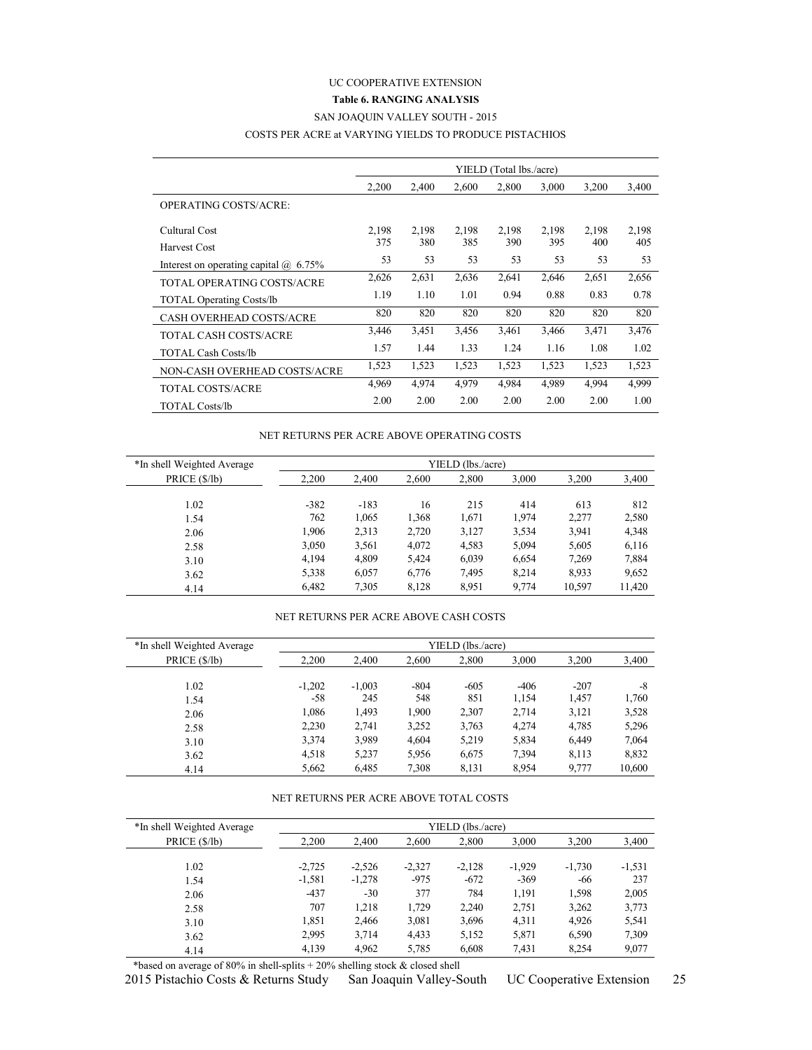UC COOPERATIVE EXTENSION

**Table 6. RANGING ANALYSIS**

SAN JOAQUIN VALLEY SOUTH - 2015

COSTS PER ACRE at VARYING YIELDS TO PRODUCE PISTACHIOS

| | YIELD (Total lbs./acre) | | | | | | |
|---|---|---|---|---|---|---|---|
| | 2,200 | 2,400 | 2,600 | 2,800 | 3,000 | 3,200 | 3,400 |
| OPERATING COSTS/ACRE: | | | | | | | |
| Cultural Cost | 2,198 | 2,198 | 2,198 | 2,198 | 2,198 | 2,198 | 2,198 |
| Harvest Cost | 375 | 380 | 385 | 390 | 395 | 400 | 405 |
| Interest on operating capital @ 6.75% | 53 | 53 | 53 | 53 | 53 | 53 | 53 |
| TOTAL OPERATING COSTS/ACRE | 2,626 | 2,631 | 2,636 | 2,641 | 2,646 | 2,651 | 2,656 |
| TOTAL Operating Costs/lb | 1.19 | 1.10 | 1.01 | 0.94 | 0.88 | 0.83 | 0.78 |
| CASH OVERHEAD COSTS/ACRE | 820 | 820 | 820 | 820 | 820 | 820 | 820 |
| TOTAL CASH COSTS/ACRE | 3,446 | 3,451 | 3,456 | 3,461 | 3,466 | 3,471 | 3,476 |
| TOTAL Cash Costs/lb | 1.57 | 1.44 | 1.33 | 1.24 | 1.16 | 1.08 | 1.02 |
| NON-CASH OVERHEAD COSTS/ACRE | 1,523 | 1,523 | 1,523 | 1,523 | 1,523 | 1,523 | 1,523 |
| TOTAL COSTS/ACRE | 4,969 | 4,974 | 4,979 | 4,984 | 4,989 | 4,994 | 4,999 |
| TOTAL Costs/lb | 2.00 | 2.00 | 2.00 | 2.00 | 2.00 | 2.00 | 1.00 |

NET RETURNS PER ACRE ABOVE OPERATING COSTS

| *In shell Weighted Average | YIELD (lbs./acre) | | | | | | |
|---|---|---|---|---|---|---|---|
| PRICE ($/lb) | 2,200 | 2,400 | 2,600 | 2,800 | 3,000 | 3,200 | 3,400 |
| 1.02 | -382 | -183 | 16 | 215 | 414 | 613 | 812 |
| 1.54 | 762 | 1,065 | 1,368 | 1,671 | 1,974 | 2,277 | 2,580 |
| 2.06 | 1,906 | 2,313 | 2,720 | 3,127 | 3,534 | 3,941 | 4,348 |
| 2.58 | 3,050 | 3,561 | 4,072 | 4,583 | 5,094 | 5,605 | 6,116 |
| 3.10 | 4,194 | 4,809 | 5,424 | 6,039 | 6,654 | 7,269 | 7,884 |
| 3.62 | 5,338 | 6,057 | 6,776 | 7,495 | 8,214 | 8,933 | 9,652 |
| 4.14 | 6,482 | 7,305 | 8,128 | 8,951 | 9,774 | 10,597 | 11,420 |

NET RETURNS PER ACRE ABOVE CASH COSTS

| *In shell Weighted Average | YIELD (lbs./acre) | | | | | | |
|---|---|---|---|---|---|---|---|
| PRICE ($/lb) | 2,200 | 2,400 | 2,600 | 2,800 | 3,000 | 3,200 | 3,400 |
| 1.02 | -1,202 | -1,003 | -804 | -605 | -406 | -207 | -8 |
| 1.54 | -58 | 245 | 548 | 851 | 1,154 | 1,457 | 1,760 |
| 2.06 | 1,086 | 1,493 | 1,900 | 2,307 | 2,714 | 3,121 | 3,528 |
| 2.58 | 2,230 | 2,741 | 3,252 | 3,763 | 4,274 | 4,785 | 5,296 |
| 3.10 | 3,374 | 3,989 | 4,604 | 5,219 | 5,834 | 6,449 | 7,064 |
| 3.62 | 4,518 | 5,237 | 5,956 | 6,675 | 7,394 | 8,113 | 8,832 |
| 4.14 | 5,662 | 6,485 | 7,308 | 8,131 | 8,954 | 9,777 | 10,600 |

NET RETURNS PER ACRE ABOVE TOTAL COSTS

| *In shell Weighted Average | YIELD (lbs./acre) | | | | | | |
|---|---|---|---|---|---|---|---|
| PRICE ($/lb) | 2,200 | 2,400 | 2,600 | 2,800 | 3,000 | 3,200 | 3,400 |
| 1.02 | -2,725 | -2,526 | -2,327 | -2,128 | -1,929 | -1,730 | -1,531 |
| 1.54 | -1,581 | -1,278 | -975 | -672 | -369 | -66 | 237 |
| 2.06 | -437 | -30 | 377 | 784 | 1,191 | 1,598 | 2,005 |
| 2.58 | 707 | 1,218 | 1,729 | 2,240 | 2,751 | 3,262 | 3,773 |
| 3.10 | 1,851 | 2,466 | 3,081 | 3,696 | 4,311 | 4,926 | 5,541 |
| 3.62 | 2,995 | 3,714 | 4,433 | 5,152 | 5,871 | 6,590 | 7,309 |
| 4.14 | 4,139 | 4,962 | 5,785 | 6,608 | 7,431 | 8,254 | 9,077 |

*based on average of 80% in shell-splits + 20% shelling stock & closed shell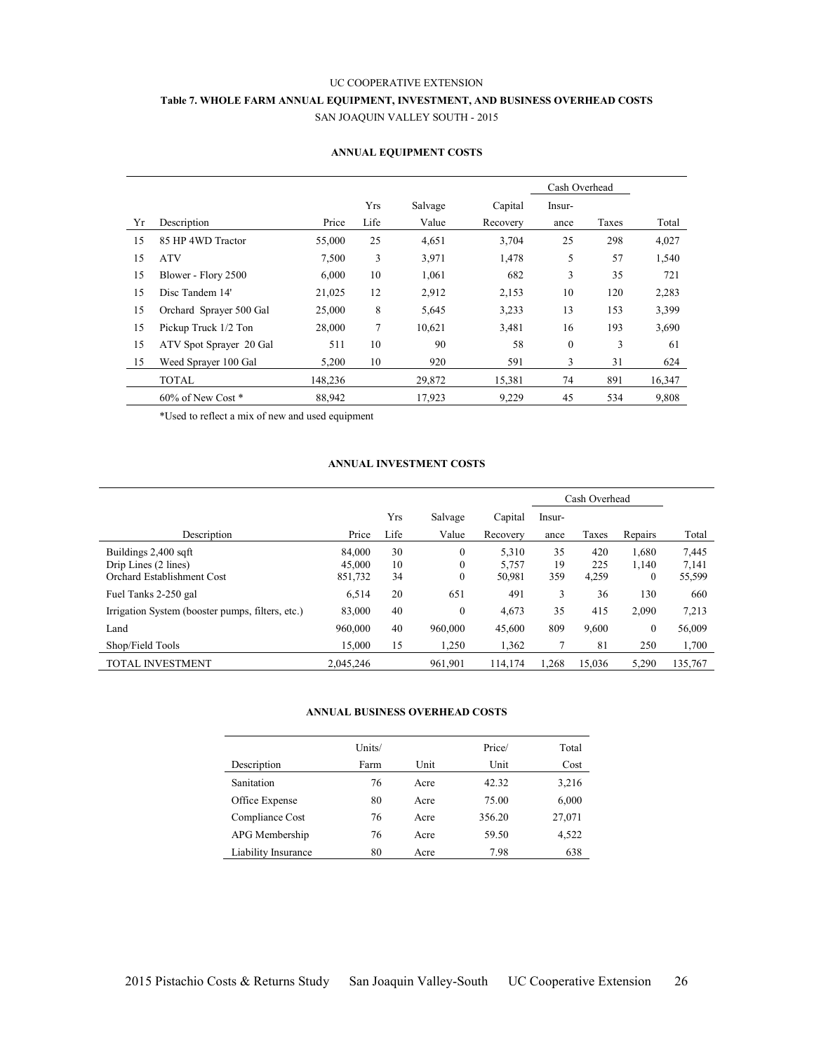UC COOPERATIVE EXTENSION

**Table 7. WHOLE FARM ANNUAL EQUIPMENT, INVESTMENT, AND BUSINESS OVERHEAD COSTS**

SAN JOAQUIN VALLEY SOUTH - 2015

**ANNUAL EQUIPMENT COSTS**

| | | | | | | Cash Overhead | | |
|---|---|---|---|---|---|---|---|---|
| Yr | Description | Price | Yrs Life | Salvage Value | Capital Recovery | Insur-ance | Taxes | Total |
| 15 | 85 HP 4WD Tractor | 55,000 | 25 | 4,651 | 3,704 | 25 | 298 | 4,027 |
| 15 | ATV | 7,500 | 3 | 3,971 | 1,478 | 5 | 57 | 1,540 |
| 15 | Blower - Flory 2500 | 6,000 | 10 | 1,061 | 682 | 3 | 35 | 721 |
| 15 | Disc Tandem 14' | 21,025 | 12 | 2,912 | 2,153 | 10 | 120 | 2,283 |
| 15 | Orchard Sprayer 500 Gal | 25,000 | 8 | 5,645 | 3,233 | 13 | 153 | 3,399 |
| 15 | Pickup Truck 1/2 Ton | 28,000 | 7 | 10,621 | 3,481 | 16 | 193 | 3,690 |
| 15 | ATV Spot Sprayer 20 Gal | 511 | 10 | 90 | 58 | 0 | 3 | 61 |
| 15 | Weed Sprayer 100 Gal | 5,200 | 10 | 920 | 591 | 3 | 31 | 624 |
| | TOTAL | 148,236 | | 29,872 | 15,381 | 74 | 891 | 16,347 |
| | 60% of New Cost * | 88,942 | | 17,923 | 9,229 | 45 | 534 | 9,808 |

*Used to reflect a mix of new and used equipment

**ANNUAL INVESTMENT COSTS**

| | | | | | Cash Overhead | | | |
|---|---|---|---|---|---|---|---|---|
| Description | Price | Yrs Life | Salvage Value | Capital Recovery | Insur-ance | Taxes | Repairs | Total |
| Buildings 2,400 sqft | 84,000 | 30 | 0 | 5,310 | 35 | 420 | 1,680 | 7,445 |
| Drip Lines (2 lines) | 45,000 | 10 | 0 | 5,757 | 19 | 225 | 1,140 | 7,141 |
| Orchard Establishment Cost | 851,732 | 34 | 0 | 50,981 | 359 | 4,259 | 0 | 55,599 |
| Fuel Tanks 2-250 gal | 6,514 | 20 | 651 | 491 | 3 | 36 | 130 | 660 |
| Irrigation System (booster pumps, filters, etc.) | 83,000 | 40 | 0 | 4,673 | 35 | 415 | 2,090 | 7,213 |
| Land | 960,000 | 40 | 960,000 | 45,600 | 809 | 9,600 | 0 | 56,009 |
| Shop/Field Tools | 15,000 | 15 | 1,250 | 1,362 | 7 | 81 | 250 | 1,700 |
| TOTAL INVESTMENT | 2,045,246 | | 961,901 | 114,174 | 1,268 | 15,036 | 5,290 | 135,767 |

**ANNUAL BUSINESS OVERHEAD COSTS**

| Description | Units/ Farm | Unit | Price/ Unit | Total Cost |
|---|---|---|---|---|
| Sanitation | 76 | Acre | 42.32 | 3,216 |
| Office Expense | 80 | Acre | 75.00 | 6,000 |
| Compliance Cost | 76 | Acre | 356.20 | 27,071 |
| APG Membership | 76 | Acre | 59.50 | 4,522 |
| Liability Insurance | 80 | Acre | 7.98 | 638 |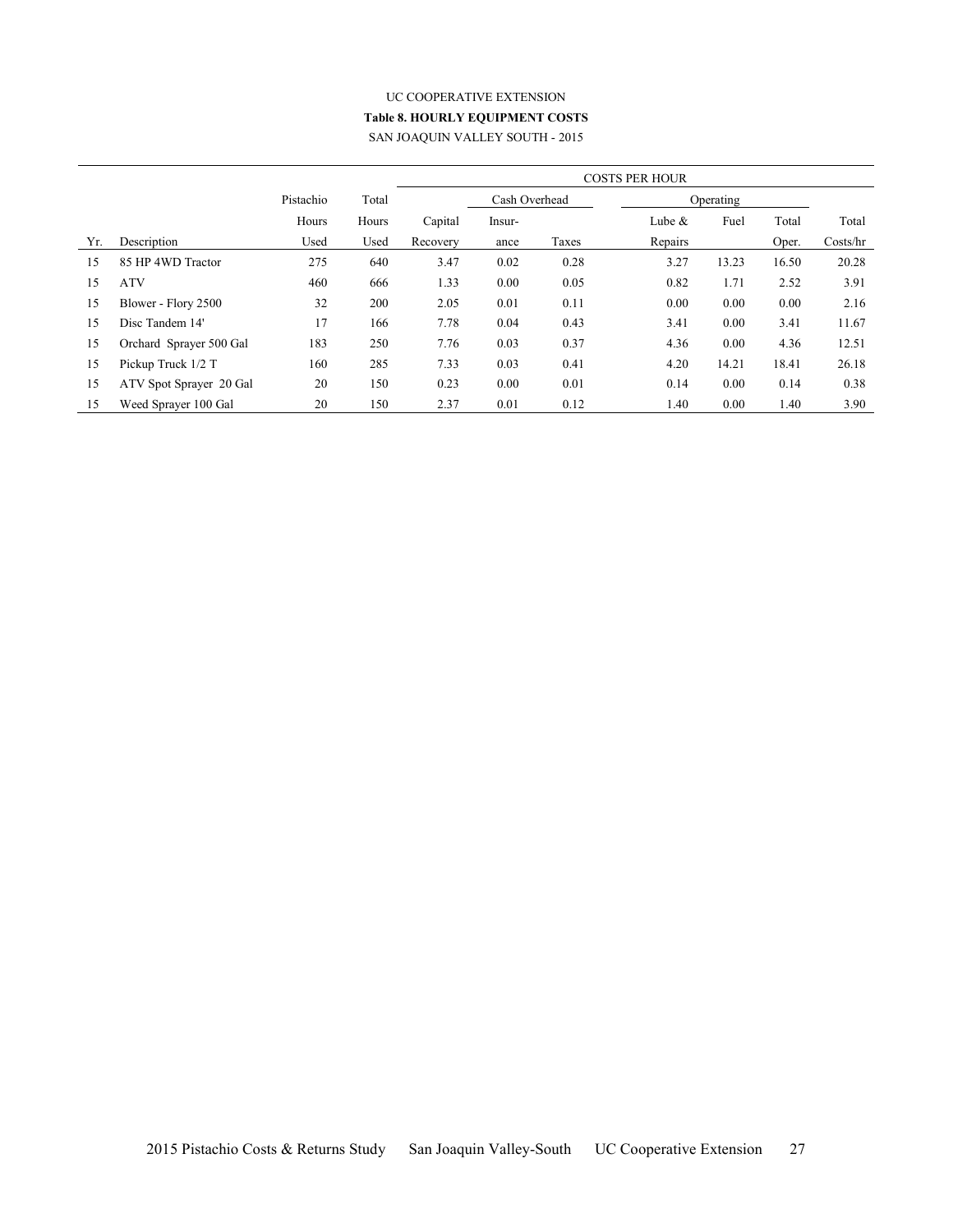UC COOPERATIVE EXTENSION

**Table 8. HOURLY EQUIPMENT COSTS**

SAN JOAQUIN VALLEY SOUTH - 2015

| | | | | COSTS PER HOUR | | | | | | |
|---|---|---|---|---|---|---|---|---|---|---|
| | | Pistachio | Total | | Cash Overhead | | Operating | | | |
| | | Hours | Hours | Capital | Insur- | | Lube & | Fuel | Total | Total |
| Yr. | Description | Used | Used | Recovery | ance | Taxes | Repairs | | Oper. | Costs/hr |
| 15 | 85 HP 4WD Tractor | 275 | 640 | 3.47 | 0.02 | 0.28 | 3.27 | 13.23 | 16.50 | 20.28 |
| 15 | ATV | 460 | 666 | 1.33 | 0.00 | 0.05 | 0.82 | 1.71 | 2.52 | 3.91 |
| 15 | Blower - Flory 2500 | 32 | 200 | 2.05 | 0.01 | 0.11 | 0.00 | 0.00 | 0.00 | 2.16 |
| 15 | Disc Tandem 14' | 17 | 166 | 7.78 | 0.04 | 0.43 | 3.41 | 0.00 | 3.41 | 11.67 |
| 15 | Orchard Sprayer 500 Gal | 183 | 250 | 7.76 | 0.03 | 0.37 | 4.36 | 0.00 | 4.36 | 12.51 |
| 15 | Pickup Truck 1/2 T | 160 | 285 | 7.33 | 0.03 | 0.41 | 4.20 | 14.21 | 18.41 | 26.18 |
| 15 | ATV Spot Sprayer 20 Gal | 20 | 150 | 0.23 | 0.00 | 0.01 | 0.14 | 0.00 | 0.14 | 0.38 |
| 15 | Weed Sprayer 100 Gal | 20 | 150 | 2.37 | 0.01 | 0.12 | 1.40 | 0.00 | 1.40 | 3.90 |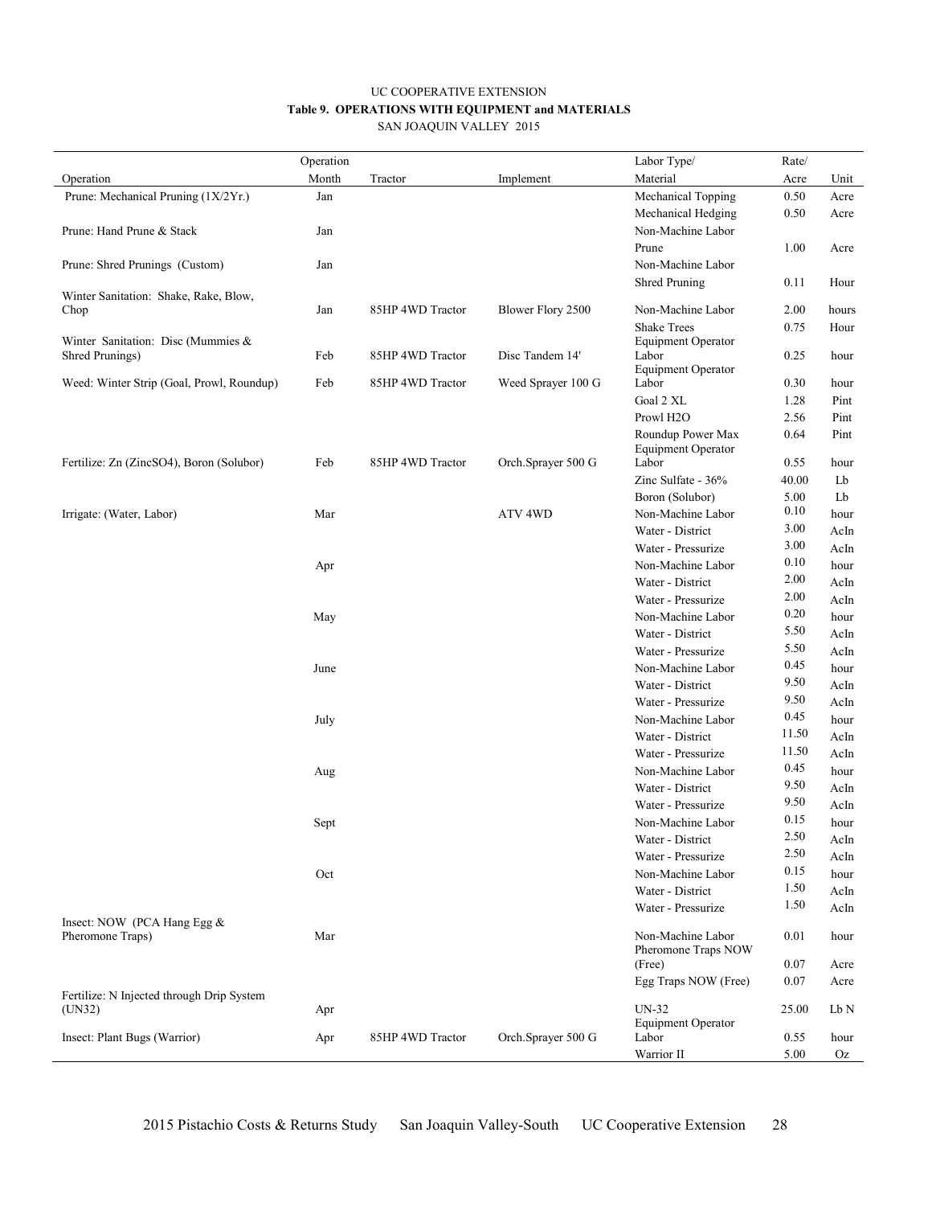UC COOPERATIVE EXTENSION

**Table 9. OPERATIONS WITH EQUIPMENT and MATERIALS**

SAN JOAQUIN VALLEY 2015

| Operation | Operation Month | Tractor | Implement | Labor Type/ Material | Rate/ Acre | Unit |
|---|---|---|---|---|---|---|
| Prune: Mechanical Pruning (1X/2Yr.) | Jan | | | Mechanical Topping | 0.50 | Acre |
| | | | | Mechanical Hedging | 0.50 | Acre |
| Prune: Hand Prune & Stack | Jan | | | Non-Machine Labor | | |
| | | | | Prune | 1.00 | Acre |
| Prune: Shred Prunings (Custom) | Jan | | | Non-Machine Labor | | |
| | | | | Shred Pruning | 0.11 | Hour |
| Winter Sanitation: Shake, Rake, Blow, Chop | Jan | 85HP 4WD Tractor | Blower Flory 2500 | Non-Machine Labor | 2.00 | hours |
| | | | | Shake Trees | 0.75 | Hour |
| Winter Sanitation: Disc (Mummies & Shred Prunings) | Feb | 85HP 4WD Tractor | Disc Tandem 14' | Equipment Operator Labor | 0.25 | hour |
| Weed: Winter Strip (Goal, Prowl, Roundup) | Feb | 85HP 4WD Tractor | Weed Sprayer 100 G | Equipment Operator Labor | 0.30 | hour |
| | | | | Goal 2 XL | 1.28 | Pint |
| | | | | Prowl H2O | 2.56 | Pint |
| | | | | Roundup Power Max | 0.64 | Pint |
| Fertilize: Zn (ZincSO4), Boron (Solubor) | Feb | 85HP 4WD Tractor | Orch.Sprayer 500 G | Equipment Operator Labor | 0.55 | hour |
| | | | | Zinc Sulfate - 36% | 40.00 | Lb |
| | | | | Boron (Solubor) | 5.00 | Lb |
| Irrigate: (Water, Labor) | Mar | | ATV 4WD | Non-Machine Labor | 0.10 | hour |
| | | | | Water - District | 3.00 | AcIn |
| | | | | Water - Pressurize | 3.00 | AcIn |
| | Apr | | | Non-Machine Labor | 0.10 | hour |
| | | | | Water - District | 2.00 | AcIn |
| | | | | Water - Pressurize | 2.00 | AcIn |
| | May | | | Non-Machine Labor | 0.20 | hour |
| | | | | Water - District | 5.50 | AcIn |
| | | | | Water - Pressurize | 5.50 | AcIn |
| | June | | | Non-Machine Labor | 0.45 | hour |
| | | | | Water - District | 9.50 | AcIn |
| | | | | Water - Pressurize | 9.50 | AcIn |
| | July | | | Non-Machine Labor | 0.45 | hour |
| | | | | Water - District | 11.50 | AcIn |
| | | | | Water - Pressurize | 11.50 | AcIn |
| | Aug | | | Non-Machine Labor | 0.45 | hour |
| | | | | Water - District | 9.50 | AcIn |
| | | | | Water - Pressurize | 9.50 | AcIn |
| | Sept | | | Non-Machine Labor | 0.15 | hour |
| | | | | Water - District | 2.50 | AcIn |
| | | | | Water - Pressurize | 2.50 | AcIn |
| | Oct | | | Non-Machine Labor | 0.15 | hour |
| | | | | Water - District | 1.50 | AcIn |
| | | | | Water - Pressurize | 1.50 | AcIn |
| Insect: NOW (PCA Hang Egg & Pheromone Traps) | Mar | | | Non-Machine Labor | 0.01 | hour |
| | | | | Pheromone Traps NOW (Free) | 0.07 | Acre |
| | | | | Egg Traps NOW (Free) | 0.07 | Acre |
| Fertilize: N Injected through Drip System (UN32) | Apr | | | UN-32 | 25.00 | Lb N |
| Insect: Plant Bugs (Warrior) | Apr | 85HP 4WD Tractor | Orch.Sprayer 500 G | Equipment Operator Labor | 0.55 | hour |
| | | | | Warrior II | 5.00 | Oz |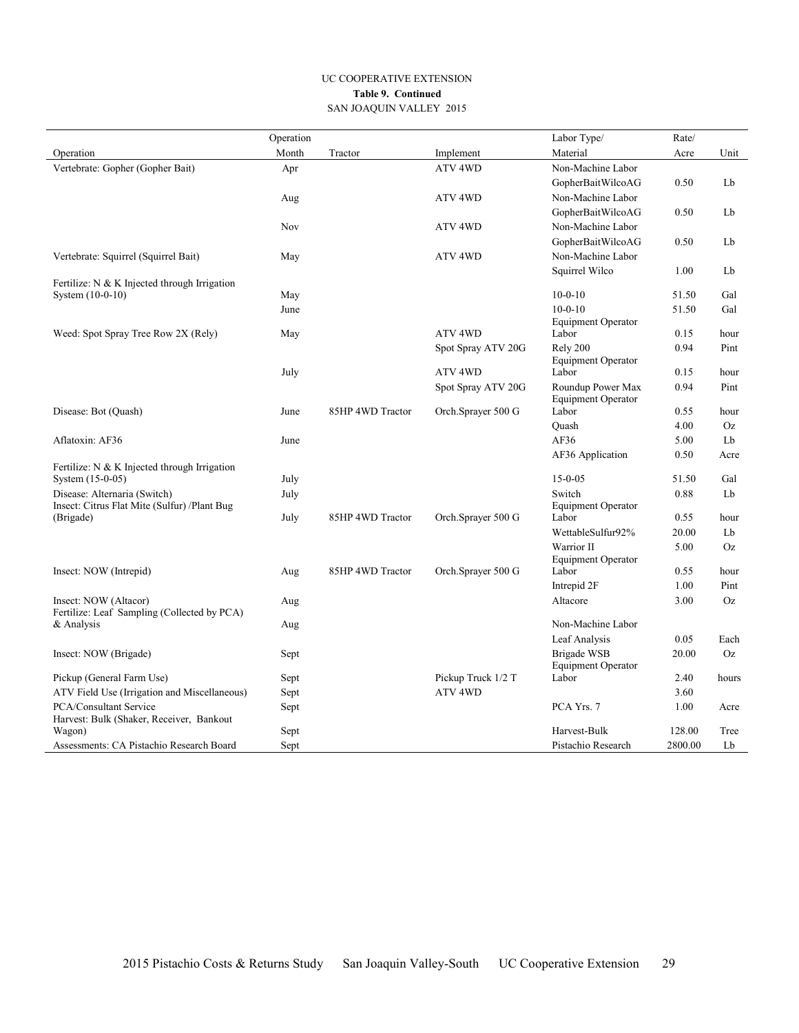UC COOPERATIVE EXTENSION

**Table 9. Continued**

SAN JOAQUIN VALLEY 2015

| Operation | Operation Month | Tractor | Implement | Labor Type/ Material | Rate/ Acre | Unit |
|---|---|---|---|---|---|---|
| Vertebrate: Gopher (Gopher Bait) | Apr | | ATV 4WD | Non-Machine Labor | | |
| | | | | GopherBaitWilcoAG | 0.50 | Lb |
| | Aug | | ATV 4WD | Non-Machine Labor | | |
| | | | | GopherBaitWilcoAG | 0.50 | Lb |
| | Nov | | ATV 4WD | Non-Machine Labor | | |
| | | | | GopherBaitWilcoAG | 0.50 | Lb |
| Vertebrate: Squirrel (Squirrel Bait) | May | | ATV 4WD | Non-Machine Labor | | |
| | | | | Squirrel Wilco | 1.00 | Lb |
| Fertilize: N & K Injected through Irrigation System (10-0-10) | May | | | 10-0-10 | 51.50 | Gal |
| | June | | | 10-0-10 | 51.50 | Gal |
| Weed: Spot Spray Tree Row 2X (Rely) | May | | ATV 4WD | Equipment Operator Labor | 0.15 | hour |
| | | | Spot Spray ATV 20G | Rely 200 | 0.94 | Pint |
| | July | | ATV 4WD | Equipment Operator Labor | 0.15 | hour |
| | | | Spot Spray ATV 20G | Roundup Power Max | 0.94 | Pint |
| Disease: Bot (Quash) | June | 85HP 4WD Tractor | Orch.Sprayer 500 G | Equipment Operator Labor | 0.55 | hour |
| | | | | Quash | 4.00 | Oz |
| Aflatoxin: AF36 | June | | | AF36 | 5.00 | Lb |
| | | | | AF36 Application | 0.50 | Acre |
| Fertilize: N & K Injected through Irrigation System (15-0-05) | July | | | 15-0-05 | 51.50 | Gal |
| Disease: Alternaria (Switch) | July | | | Switch | 0.88 | Lb |
| Insect: Citrus Flat Mite (Sulfur) /Plant Bug (Brigade) | July | 85HP 4WD Tractor | Orch.Sprayer 500 G | Equipment Operator Labor | 0.55 | hour |
| | | | | WettableSulfur92% | 20.00 | Lb |
| | | | | Warrior II | 5.00 | Oz |
| Insect: NOW (Intrepid) | Aug | 85HP 4WD Tractor | Orch.Sprayer 500 G | Equipment Operator Labor | 0.55 | hour |
| | | | | Intrepid 2F | 1.00 | Pint |
| Insect: NOW (Altacor) | Aug | | | Altacore | 3.00 | Oz |
| Fertilize: Leaf Sampling (Collected by PCA) & Analysis | Aug | | | Non-Machine Labor | | |
| | | | | Leaf Analysis | 0.05 | Each |
| Insect: NOW (Brigade) | Sept | | | Brigade WSB | 20.00 | Oz |
| Pickup (General Farm Use) | Sept | | Pickup Truck 1/2 T | Equipment Operator Labor | 2.40 | hours |
| ATV Field Use (Irrigation and Miscellaneous) | Sept | | ATV 4WD | | 3.60 | |
| PCA/Consultant Service | Sept | | | PCA Yrs. 7 | 1.00 | Acre |
| Harvest: Bulk (Shaker, Receiver, Bankout Wagon) | Sept | | | Harvest-Bulk | 128.00 | Tree |
| Assessments: CA Pistachio Research Board | Sept | | | Pistachio Research | 2800.00 | Lb |